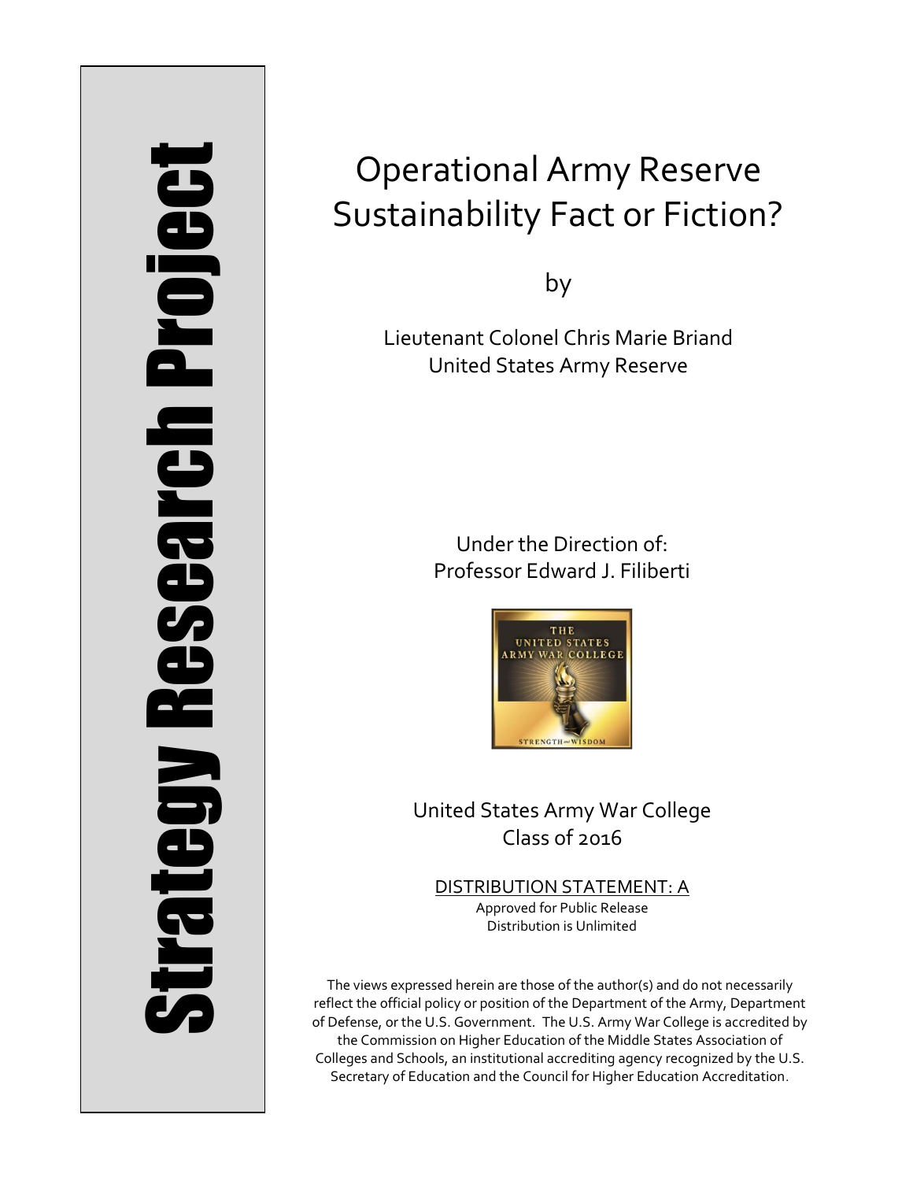# Strategy Research Project

# Operational Army Reserve Sustainability Fact or Fiction?

by

Lieutenant Colonel Chris Marie Briand
United States Army Reserve

Under the Direction of:
Professor Edward J. Filiberti

United States Army War College
Class of 2016

DISTRIBUTION STATEMENT: A
Approved for Public Release
Distribution is Unlimited

The views expressed herein are those of the author(s) and do not necessarily reflect the official policy or position of the Department of the Army, Department of Defense, or the U.S. Government. The U.S. Army War College is accredited by the Commission on Higher Education of the Middle States Association of Colleges and Schools, an institutional accrediting agency recognized by the U.S. Secretary of Education and the Council for Higher Education Accreditation.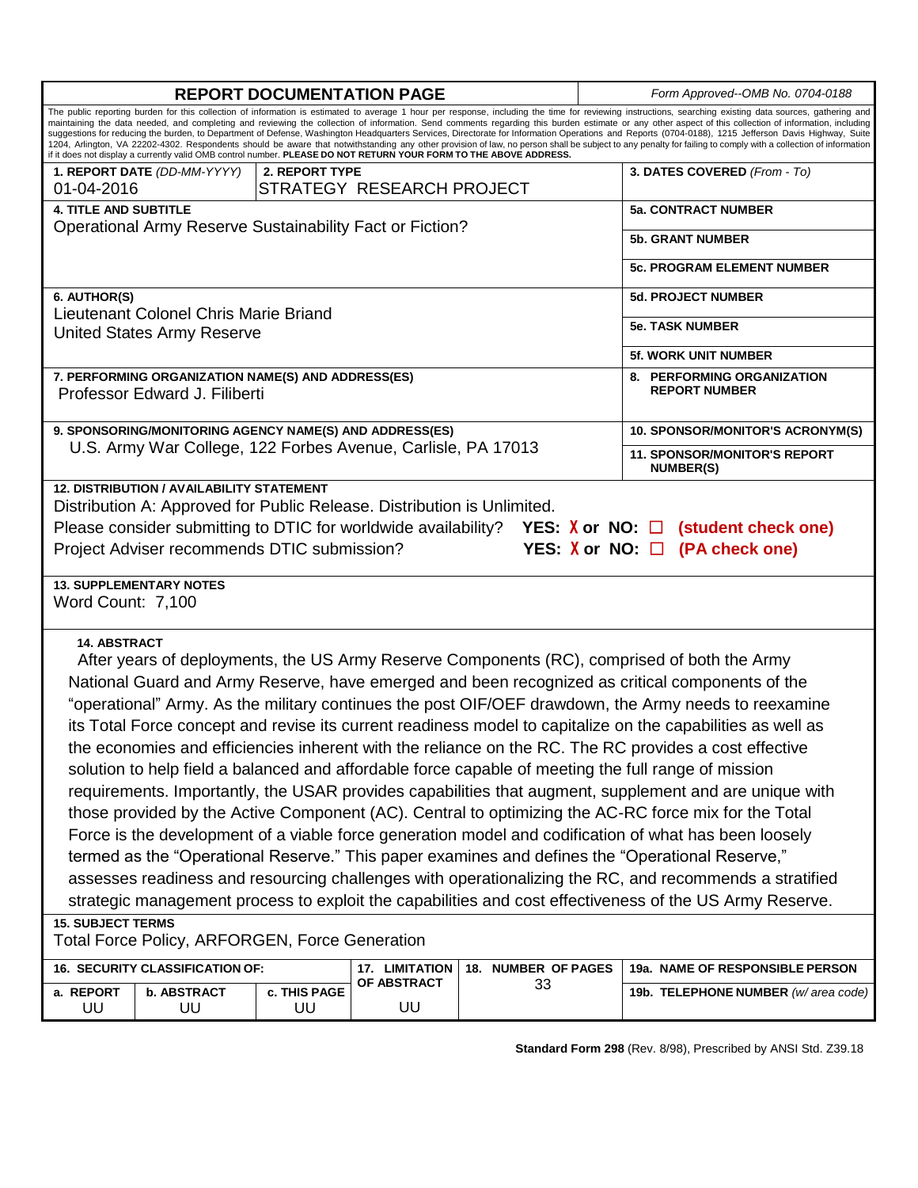# REPORT DOCUMENTATION PAGE

*Form Approved--OMB No. 0704-0188*

The public reporting burden for this collection of information is estimated to average 1 hour per response, including the time for reviewing instructions, searching existing data sources, gathering and maintaining the data needed, and completing and reviewing the collection of information. Send comments regarding this burden estimate or any other aspect of this collection of information, including suggestions for reducing the burden, to Department of Defense, Washington Headquarters Services, Directorate for Information Operations and Reports (0704-0188), 1215 Jefferson Davis Highway, Suite 1204, Arlington, VA 22202-4302. Respondents should be aware that notwithstanding any other provision of law, no person shall be subject to any penalty for failing to comply with a collection of information if it does not display a currently valid OMB control number. **PLEASE DO NOT RETURN YOUR FORM TO THE ABOVE ADDRESS.**

| | | |
|---|---|---|
| **1. REPORT DATE** *(DD-MM-YYYY)* 01-04-2016 | **2. REPORT TYPE** STRATEGY RESEARCH PROJECT | **3. DATES COVERED** *(From - To)* |
| **4. TITLE AND SUBTITLE** Operational Army Reserve Sustainability Fact or Fiction? | | **5a. CONTRACT NUMBER** |
| | | **5b. GRANT NUMBER** |
| | | **5c. PROGRAM ELEMENT NUMBER** |
| **6. AUTHOR(S)** Lieutenant Colonel Chris Marie Briand United States Army Reserve | | **5d. PROJECT NUMBER** |
| | | **5e. TASK NUMBER** |
| | | **5f. WORK UNIT NUMBER** |
| **7. PERFORMING ORGANIZATION NAME(S) AND ADDRESS(ES)** Professor Edward J. Filiberti | | **8. PERFORMING ORGANIZATION REPORT NUMBER** |
| **9. SPONSORING/MONITORING AGENCY NAME(S) AND ADDRESS(ES)** U.S. Army War College, 122 Forbes Avenue, Carlisle, PA 17013 | | **10. SPONSOR/MONITOR'S ACRONYM(S)** |
| | | **11. SPONSOR/MONITOR'S REPORT NUMBER(S)** |

**12. DISTRIBUTION / AVAILABILITY STATEMENT**

Distribution A: Approved for Public Release. Distribution is Unlimited.

Please consider submitting to DTIC for worldwide availability? **YES: X or NO: ☐ (student check one)**

Project Adviser recommends DTIC submission? **YES: X or NO: ☐ (PA check one)**

**13. SUPPLEMENTARY NOTES**

Word Count: 7,100

**14. ABSTRACT**

After years of deployments, the US Army Reserve Components (RC), comprised of both the Army National Guard and Army Reserve, have emerged and been recognized as critical components of the "operational" Army. As the military continues the post OIF/OEF drawdown, the Army needs to reexamine its Total Force concept and revise its current readiness model to capitalize on the capabilities as well as the economies and efficiencies inherent with the reliance on the RC. The RC provides a cost effective solution to help field a balanced and affordable force capable of meeting the full range of mission requirements. Importantly, the USAR provides capabilities that augment, supplement and are unique with those provided by the Active Component (AC). Central to optimizing the AC-RC force mix for the Total Force is the development of a viable force generation model and codification of what has been loosely termed as the "Operational Reserve." This paper examines and defines the "Operational Reserve," assesses readiness and resourcing challenges with operationalizing the RC, and recommends a stratified strategic management process to exploit the capabilities and cost effectiveness of the US Army Reserve.

**15. SUBJECT TERMS**

Total Force Policy, ARFORGEN, Force Generation

| **16. SECURITY CLASSIFICATION OF:** | | | **17. LIMITATION OF ABSTRACT** | **18. NUMBER OF PAGES** | **19a. NAME OF RESPONSIBLE PERSON** |
|---|---|---|---|---|---|
| **a. REPORT** | **b. ABSTRACT** | **c. THIS PAGE** | | 33 | **19b. TELEPHONE NUMBER** *(w/ area code)* |
| UU | UU | UU | UU | | |

**Standard Form 298** (Rev. 8/98), Prescribed by ANSI Std. Z39.18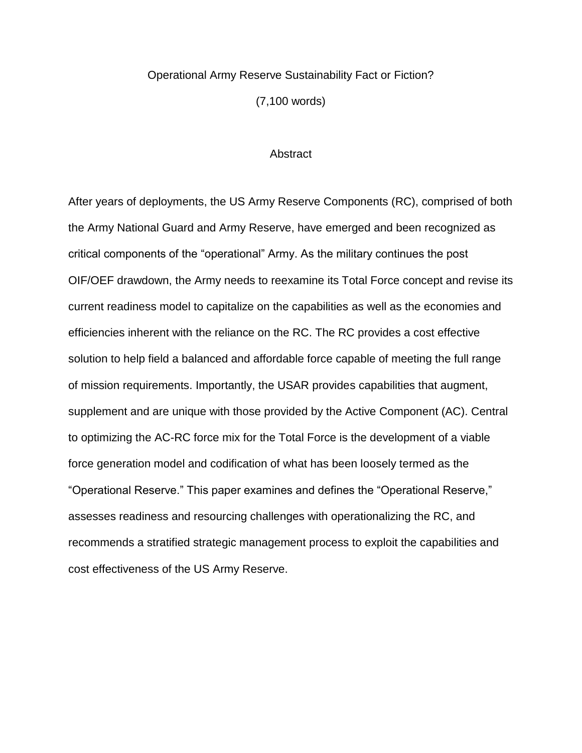# Operational Army Reserve Sustainability Fact or Fiction?

(7,100 words)

## Abstract

After years of deployments, the US Army Reserve Components (RC), comprised of both the Army National Guard and Army Reserve, have emerged and been recognized as critical components of the "operational" Army. As the military continues the post OIF/OEF drawdown, the Army needs to reexamine its Total Force concept and revise its current readiness model to capitalize on the capabilities as well as the economies and efficiencies inherent with the reliance on the RC. The RC provides a cost effective solution to help field a balanced and affordable force capable of meeting the full range of mission requirements. Importantly, the USAR provides capabilities that augment, supplement and are unique with those provided by the Active Component (AC). Central to optimizing the AC-RC force mix for the Total Force is the development of a viable force generation model and codification of what has been loosely termed as the "Operational Reserve." This paper examines and defines the "Operational Reserve," assesses readiness and resourcing challenges with operationalizing the RC, and recommends a stratified strategic management process to exploit the capabilities and cost effectiveness of the US Army Reserve.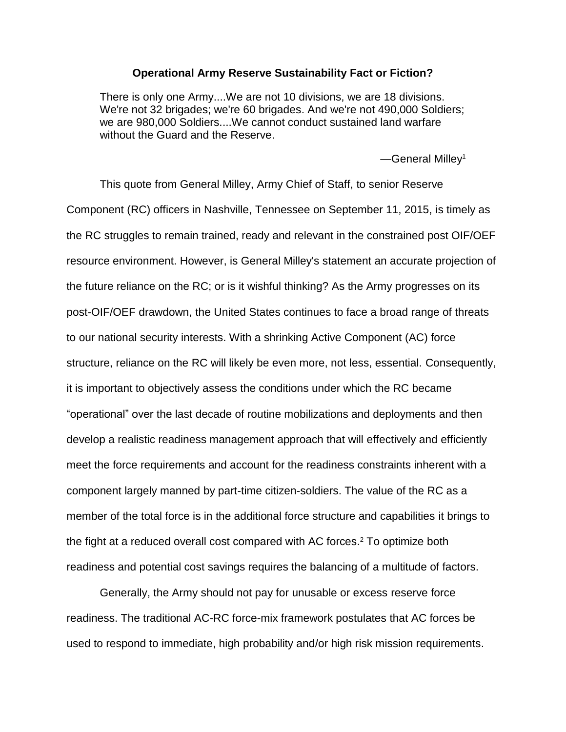## Operational Army Reserve Sustainability Fact or Fiction?

> There is only one Army....We are not 10 divisions, we are 18 divisions. We're not 32 brigades; we're 60 brigades. And we're not 490,000 Soldiers; we are 980,000 Soldiers....We cannot conduct sustained land warfare without the Guard and the Reserve.
>
> —General Milley[1]

This quote from General Milley, Army Chief of Staff, to senior Reserve Component (RC) officers in Nashville, Tennessee on September 11, 2015, is timely as the RC struggles to remain trained, ready and relevant in the constrained post OIF/OEF resource environment. However, is General Milley's statement an accurate projection of the future reliance on the RC; or is it wishful thinking? As the Army progresses on its post-OIF/OEF drawdown, the United States continues to face a broad range of threats to our national security interests. With a shrinking Active Component (AC) force structure, reliance on the RC will likely be even more, not less, essential. Consequently, it is important to objectively assess the conditions under which the RC became "operational" over the last decade of routine mobilizations and deployments and then develop a realistic readiness management approach that will effectively and efficiently meet the force requirements and account for the readiness constraints inherent with a component largely manned by part-time citizen-soldiers. The value of the RC as a member of the total force is in the additional force structure and capabilities it brings to the fight at a reduced overall cost compared with AC forces.[2] To optimize both readiness and potential cost savings requires the balancing of a multitude of factors.

Generally, the Army should not pay for unusable or excess reserve force readiness. The traditional AC-RC force-mix framework postulates that AC forces be used to respond to immediate, high probability and/or high risk mission requirements.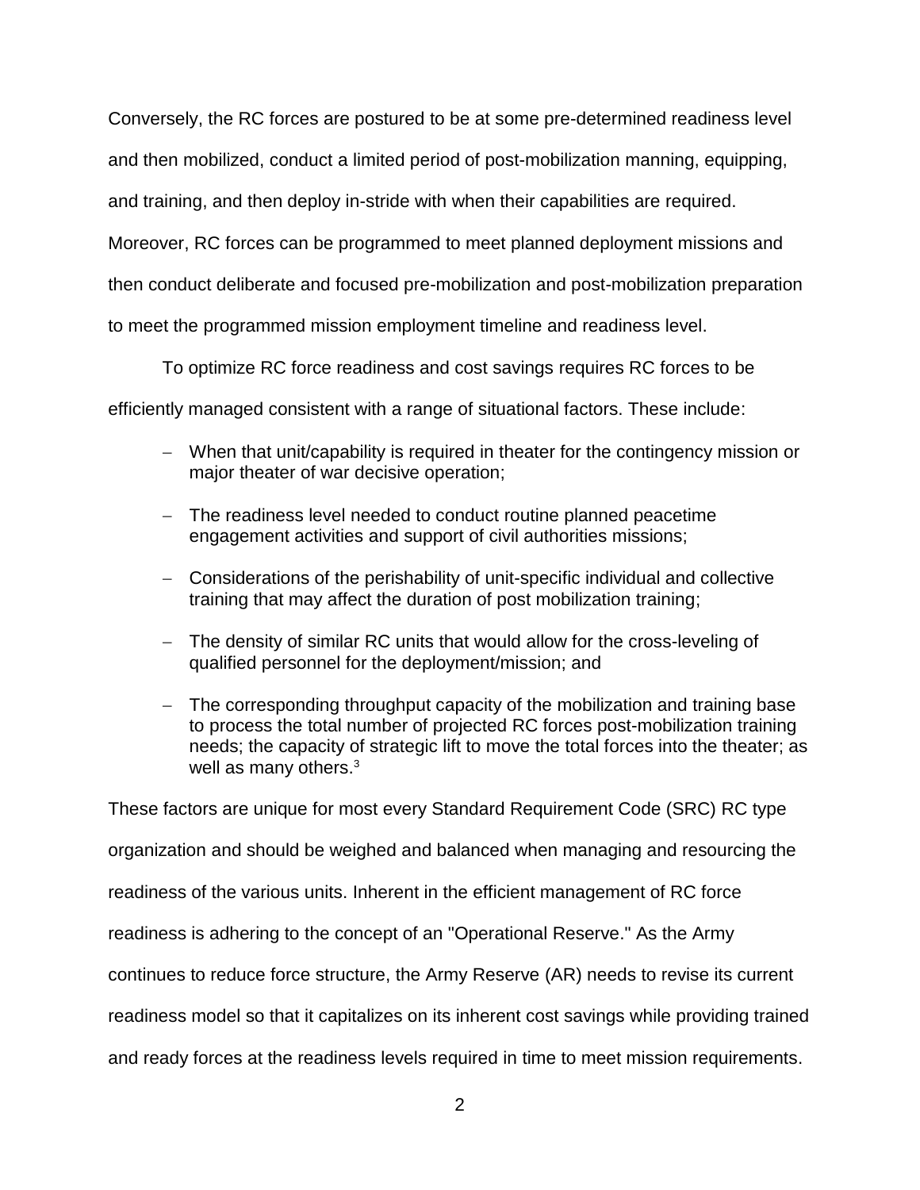Conversely, the RC forces are postured to be at some pre-determined readiness level and then mobilized, conduct a limited period of post-mobilization manning, equipping, and training, and then deploy in-stride with when their capabilities are required. Moreover, RC forces can be programmed to meet planned deployment missions and then conduct deliberate and focused pre-mobilization and post-mobilization preparation to meet the programmed mission employment timeline and readiness level.

To optimize RC force readiness and cost savings requires RC forces to be efficiently managed consistent with a range of situational factors. These include:

- When that unit/capability is required in theater for the contingency mission or major theater of war decisive operation;
- The readiness level needed to conduct routine planned peacetime engagement activities and support of civil authorities missions;
- Considerations of the perishability of unit-specific individual and collective training that may affect the duration of post mobilization training;
- The density of similar RC units that would allow for the cross-leveling of qualified personnel for the deployment/mission; and
- The corresponding throughput capacity of the mobilization and training base to process the total number of projected RC forces post-mobilization training needs; the capacity of strategic lift to move the total forces into the theater; as well as many others.[3]

These factors are unique for most every Standard Requirement Code (SRC) RC type organization and should be weighed and balanced when managing and resourcing the readiness of the various units. Inherent in the efficient management of RC force readiness is adhering to the concept of an "Operational Reserve." As the Army continues to reduce force structure, the Army Reserve (AR) needs to revise its current readiness model so that it capitalizes on its inherent cost savings while providing trained and ready forces at the readiness levels required in time to meet mission requirements.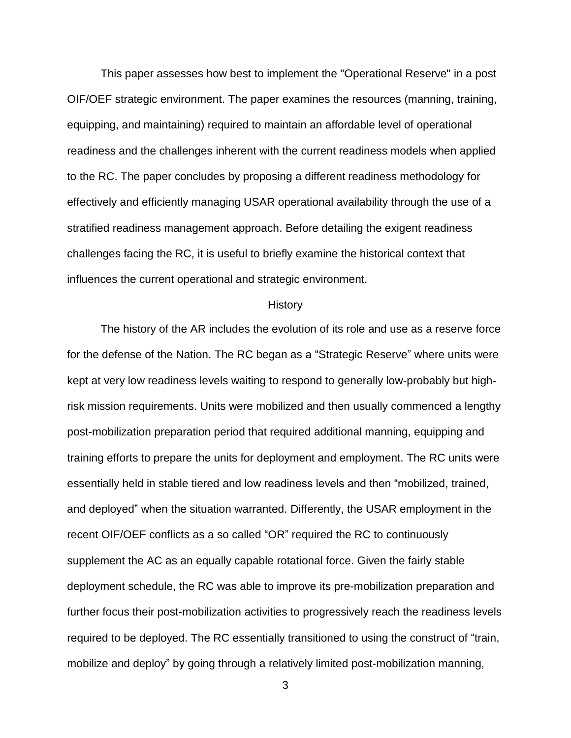This paper assesses how best to implement the "Operational Reserve" in a post OIF/OEF strategic environment. The paper examines the resources (manning, training, equipping, and maintaining) required to maintain an affordable level of operational readiness and the challenges inherent with the current readiness models when applied to the RC. The paper concludes by proposing a different readiness methodology for effectively and efficiently managing USAR operational availability through the use of a stratified readiness management approach. Before detailing the exigent readiness challenges facing the RC, it is useful to briefly examine the historical context that influences the current operational and strategic environment.

## History

The history of the AR includes the evolution of its role and use as a reserve force for the defense of the Nation. The RC began as a "Strategic Reserve" where units were kept at very low readiness levels waiting to respond to generally low-probably but high-risk mission requirements. Units were mobilized and then usually commenced a lengthy post-mobilization preparation period that required additional manning, equipping and training efforts to prepare the units for deployment and employment. The RC units were essentially held in stable tiered and low readiness levels and then "mobilized, trained, and deployed" when the situation warranted. Differently, the USAR employment in the recent OIF/OEF conflicts as a so called "OR" required the RC to continuously supplement the AC as an equally capable rotational force. Given the fairly stable deployment schedule, the RC was able to improve its pre-mobilization preparation and further focus their post-mobilization activities to progressively reach the readiness levels required to be deployed. The RC essentially transitioned to using the construct of "train, mobilize and deploy" by going through a relatively limited post-mobilization manning,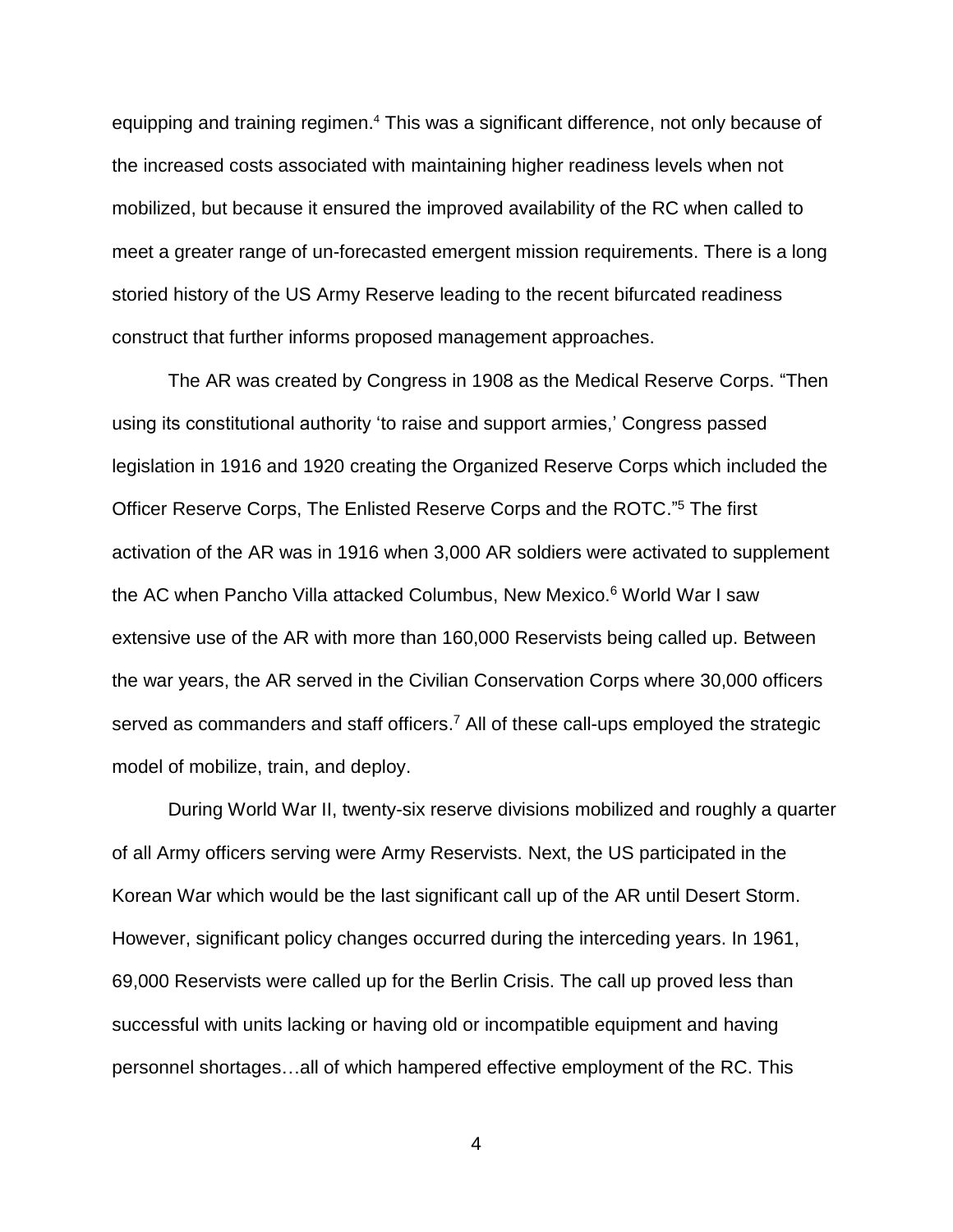equipping and training regimen.[4] This was a significant difference, not only because of the increased costs associated with maintaining higher readiness levels when not mobilized, but because it ensured the improved availability of the RC when called to meet a greater range of un-forecasted emergent mission requirements. There is a long storied history of the US Army Reserve leading to the recent bifurcated readiness construct that further informs proposed management approaches.

The AR was created by Congress in 1908 as the Medical Reserve Corps. "Then using its constitutional authority 'to raise and support armies,' Congress passed legislation in 1916 and 1920 creating the Organized Reserve Corps which included the Officer Reserve Corps, The Enlisted Reserve Corps and the ROTC."[5] The first activation of the AR was in 1916 when 3,000 AR soldiers were activated to supplement the AC when Pancho Villa attacked Columbus, New Mexico.[6] World War I saw extensive use of the AR with more than 160,000 Reservists being called up. Between the war years, the AR served in the Civilian Conservation Corps where 30,000 officers served as commanders and staff officers.[7] All of these call-ups employed the strategic model of mobilize, train, and deploy.

During World War II, twenty-six reserve divisions mobilized and roughly a quarter of all Army officers serving were Army Reservists. Next, the US participated in the Korean War which would be the last significant call up of the AR until Desert Storm. However, significant policy changes occurred during the interceding years. In 1961, 69,000 Reservists were called up for the Berlin Crisis. The call up proved less than successful with units lacking or having old or incompatible equipment and having personnel shortages…all of which hampered effective employment of the RC. This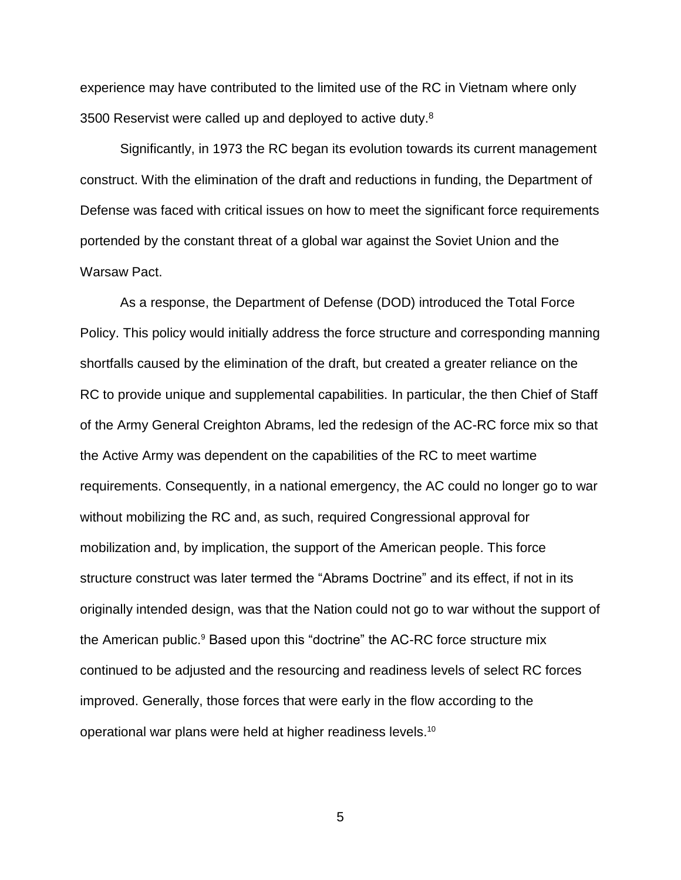experience may have contributed to the limited use of the RC in Vietnam where only 3500 Reservist were called up and deployed to active duty.[8]

Significantly, in 1973 the RC began its evolution towards its current management construct. With the elimination of the draft and reductions in funding, the Department of Defense was faced with critical issues on how to meet the significant force requirements portended by the constant threat of a global war against the Soviet Union and the Warsaw Pact.

As a response, the Department of Defense (DOD) introduced the Total Force Policy. This policy would initially address the force structure and corresponding manning shortfalls caused by the elimination of the draft, but created a greater reliance on the RC to provide unique and supplemental capabilities. In particular, the then Chief of Staff of the Army General Creighton Abrams, led the redesign of the AC-RC force mix so that the Active Army was dependent on the capabilities of the RC to meet wartime requirements. Consequently, in a national emergency, the AC could no longer go to war without mobilizing the RC and, as such, required Congressional approval for mobilization and, by implication, the support of the American people. This force structure construct was later termed the "Abrams Doctrine" and its effect, if not in its originally intended design, was that the Nation could not go to war without the support of the American public.[9] Based upon this "doctrine" the AC-RC force structure mix continued to be adjusted and the resourcing and readiness levels of select RC forces improved. Generally, those forces that were early in the flow according to the operational war plans were held at higher readiness levels.[10]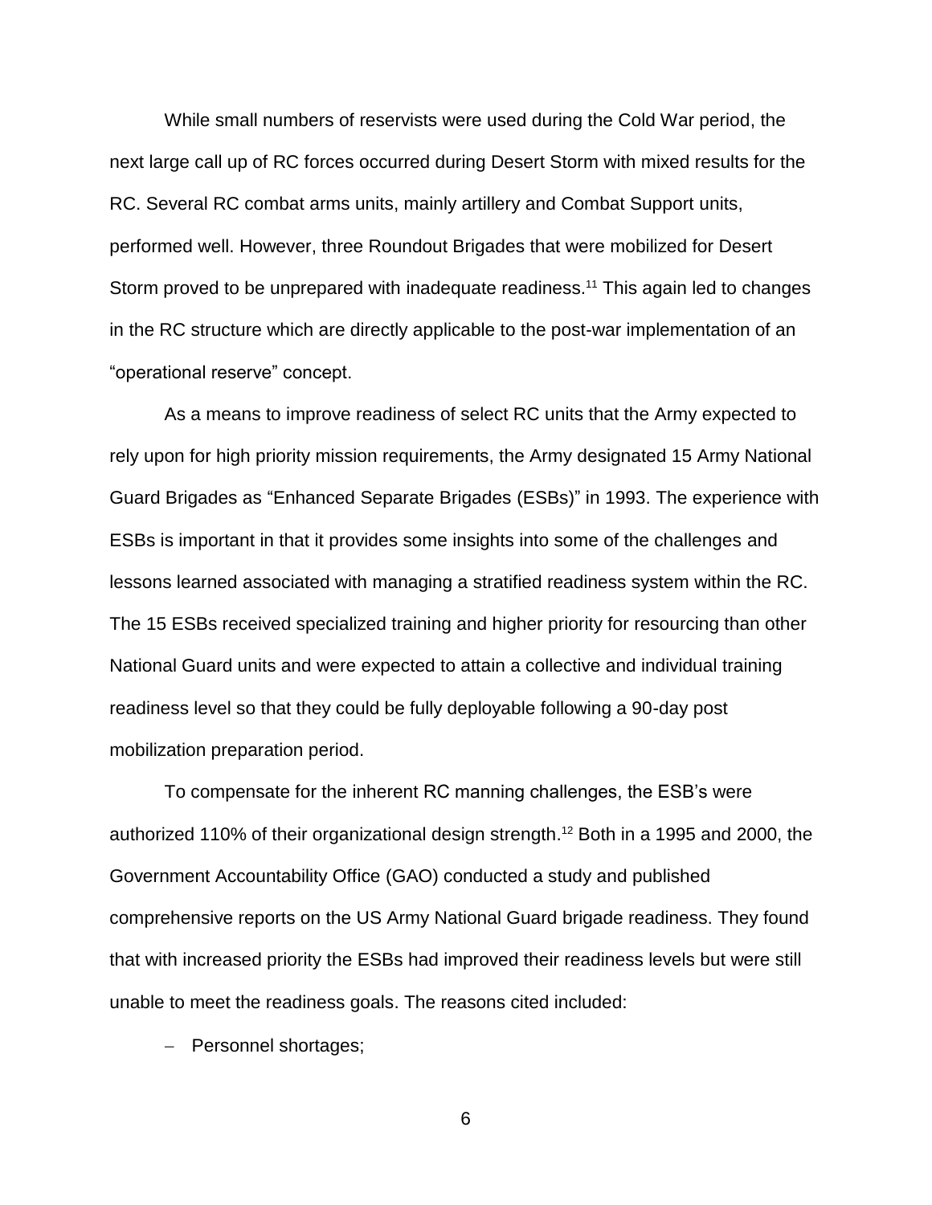While small numbers of reservists were used during the Cold War period, the next large call up of RC forces occurred during Desert Storm with mixed results for the RC. Several RC combat arms units, mainly artillery and Combat Support units, performed well. However, three Roundout Brigades that were mobilized for Desert Storm proved to be unprepared with inadequate readiness.[11] This again led to changes in the RC structure which are directly applicable to the post-war implementation of an "operational reserve" concept.

As a means to improve readiness of select RC units that the Army expected to rely upon for high priority mission requirements, the Army designated 15 Army National Guard Brigades as "Enhanced Separate Brigades (ESBs)" in 1993. The experience with ESBs is important in that it provides some insights into some of the challenges and lessons learned associated with managing a stratified readiness system within the RC. The 15 ESBs received specialized training and higher priority for resourcing than other National Guard units and were expected to attain a collective and individual training readiness level so that they could be fully deployable following a 90-day post mobilization preparation period.

To compensate for the inherent RC manning challenges, the ESB's were authorized 110% of their organizational design strength.[12] Both in a 1995 and 2000, the Government Accountability Office (GAO) conducted a study and published comprehensive reports on the US Army National Guard brigade readiness. They found that with increased priority the ESBs had improved their readiness levels but were still unable to meet the readiness goals. The reasons cited included:

- Personnel shortages;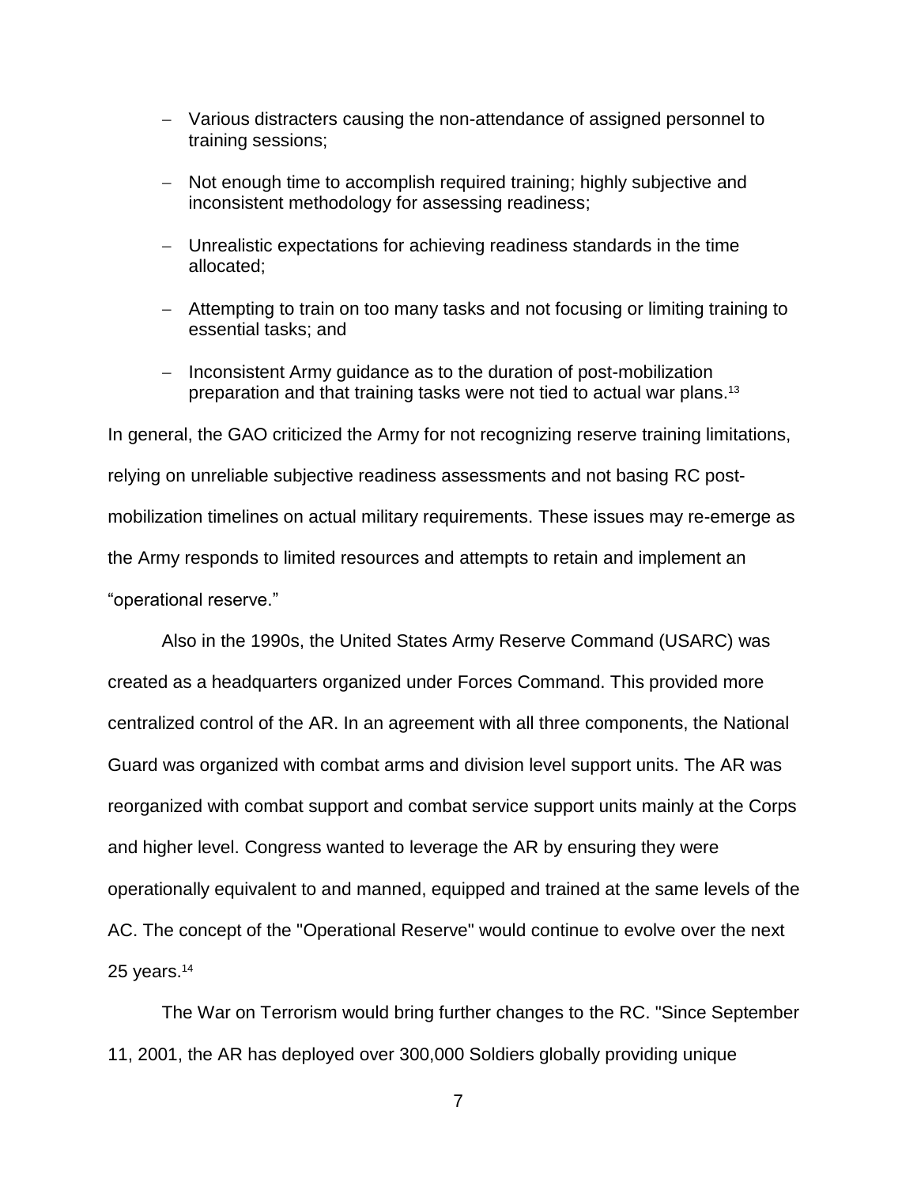- Various distracters causing the non-attendance of assigned personnel to training sessions;
- Not enough time to accomplish required training; highly subjective and inconsistent methodology for assessing readiness;
- Unrealistic expectations for achieving readiness standards in the time allocated;
- Attempting to train on too many tasks and not focusing or limiting training to essential tasks; and
- Inconsistent Army guidance as to the duration of post-mobilization preparation and that training tasks were not tied to actual war plans.[13]

In general, the GAO criticized the Army for not recognizing reserve training limitations, relying on unreliable subjective readiness assessments and not basing RC post-mobilization timelines on actual military requirements. These issues may re-emerge as the Army responds to limited resources and attempts to retain and implement an "operational reserve."

Also in the 1990s, the United States Army Reserve Command (USARC) was created as a headquarters organized under Forces Command. This provided more centralized control of the AR. In an agreement with all three components, the National Guard was organized with combat arms and division level support units. The AR was reorganized with combat support and combat service support units mainly at the Corps and higher level. Congress wanted to leverage the AR by ensuring they were operationally equivalent to and manned, equipped and trained at the same levels of the AC. The concept of the "Operational Reserve" would continue to evolve over the next 25 years.[14]

The War on Terrorism would bring further changes to the RC. "Since September 11, 2001, the AR has deployed over 300,000 Soldiers globally providing unique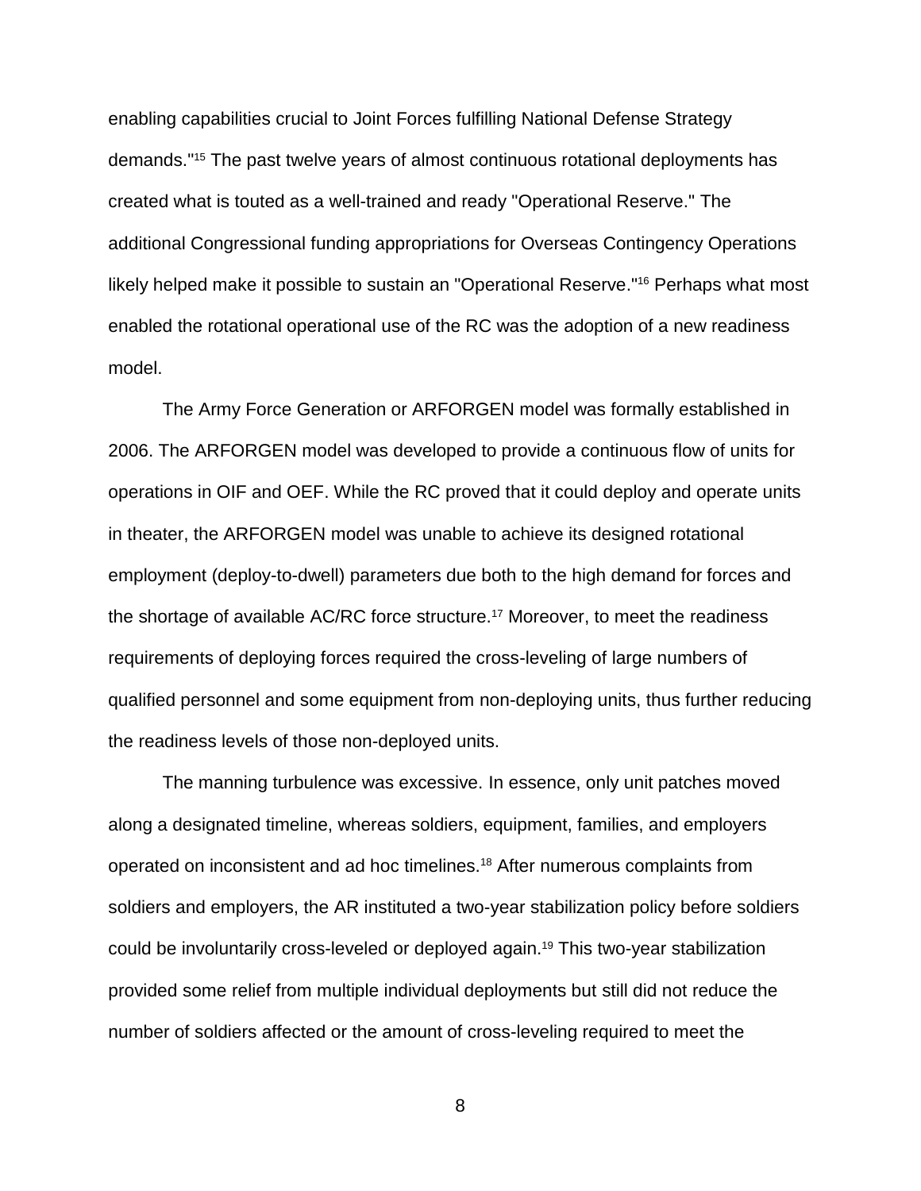enabling capabilities crucial to Joint Forces fulfilling National Defense Strategy demands."[15] The past twelve years of almost continuous rotational deployments has created what is touted as a well-trained and ready "Operational Reserve." The additional Congressional funding appropriations for Overseas Contingency Operations likely helped make it possible to sustain an "Operational Reserve."[16] Perhaps what most enabled the rotational operational use of the RC was the adoption of a new readiness model.

The Army Force Generation or ARFORGEN model was formally established in 2006. The ARFORGEN model was developed to provide a continuous flow of units for operations in OIF and OEF. While the RC proved that it could deploy and operate units in theater, the ARFORGEN model was unable to achieve its designed rotational employment (deploy-to-dwell) parameters due both to the high demand for forces and the shortage of available AC/RC force structure.[17] Moreover, to meet the readiness requirements of deploying forces required the cross-leveling of large numbers of qualified personnel and some equipment from non-deploying units, thus further reducing the readiness levels of those non-deployed units.

The manning turbulence was excessive. In essence, only unit patches moved along a designated timeline, whereas soldiers, equipment, families, and employers operated on inconsistent and ad hoc timelines.[18] After numerous complaints from soldiers and employers, the AR instituted a two-year stabilization policy before soldiers could be involuntarily cross-leveled or deployed again.[19] This two-year stabilization provided some relief from multiple individual deployments but still did not reduce the number of soldiers affected or the amount of cross-leveling required to meet the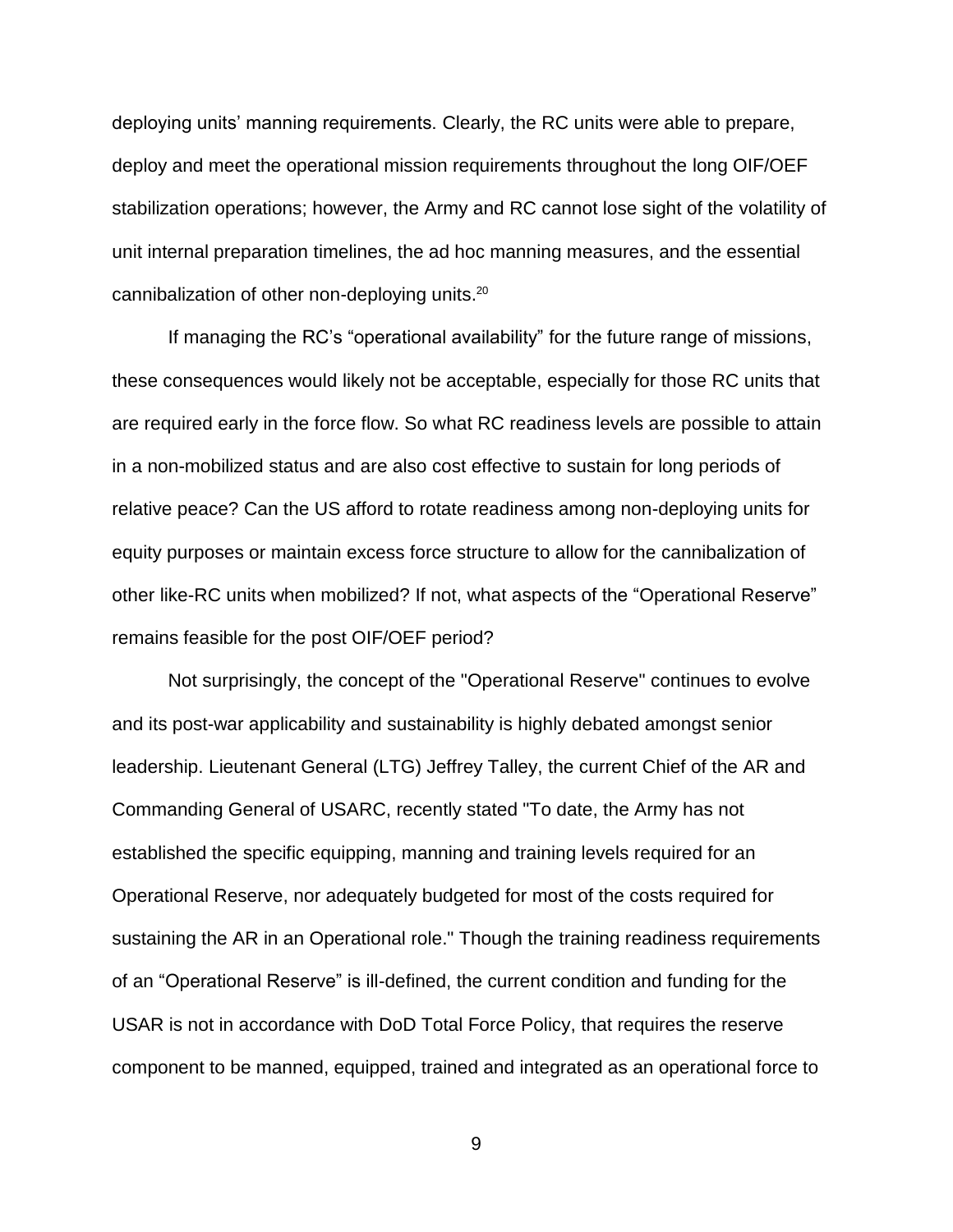deploying units' manning requirements. Clearly, the RC units were able to prepare, deploy and meet the operational mission requirements throughout the long OIF/OEF stabilization operations; however, the Army and RC cannot lose sight of the volatility of unit internal preparation timelines, the ad hoc manning measures, and the essential cannibalization of other non-deploying units.[20]

If managing the RC's "operational availability" for the future range of missions, these consequences would likely not be acceptable, especially for those RC units that are required early in the force flow. So what RC readiness levels are possible to attain in a non-mobilized status and are also cost effective to sustain for long periods of relative peace? Can the US afford to rotate readiness among non-deploying units for equity purposes or maintain excess force structure to allow for the cannibalization of other like-RC units when mobilized? If not, what aspects of the "Operational Reserve" remains feasible for the post OIF/OEF period?

Not surprisingly, the concept of the "Operational Reserve" continues to evolve and its post-war applicability and sustainability is highly debated amongst senior leadership. Lieutenant General (LTG) Jeffrey Talley, the current Chief of the AR and Commanding General of USARC, recently stated "To date, the Army has not established the specific equipping, manning and training levels required for an Operational Reserve, nor adequately budgeted for most of the costs required for sustaining the AR in an Operational role." Though the training readiness requirements of an "Operational Reserve" is ill-defined, the current condition and funding for the USAR is not in accordance with DoD Total Force Policy, that requires the reserve component to be manned, equipped, trained and integrated as an operational force to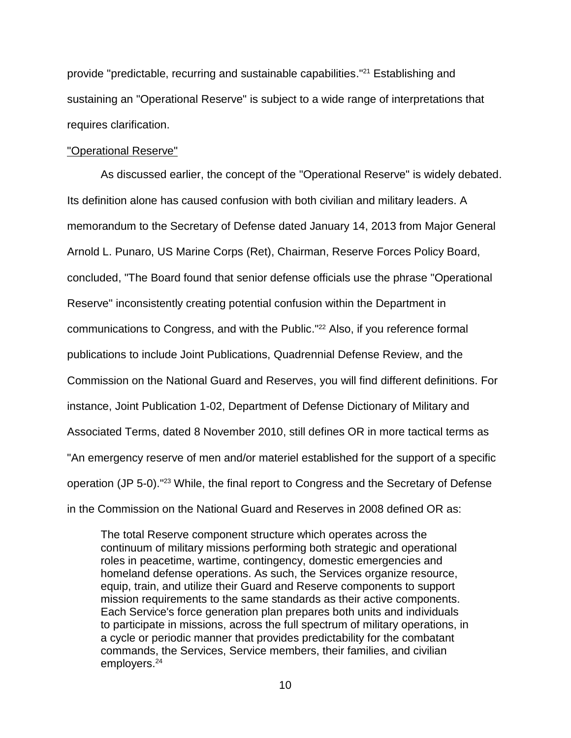provide "predictable, recurring and sustainable capabilities."[21] Establishing and sustaining an "Operational Reserve" is subject to a wide range of interpretations that requires clarification.

"Operational Reserve"

As discussed earlier, the concept of the "Operational Reserve" is widely debated. Its definition alone has caused confusion with both civilian and military leaders. A memorandum to the Secretary of Defense dated January 14, 2013 from Major General Arnold L. Punaro, US Marine Corps (Ret), Chairman, Reserve Forces Policy Board, concluded, "The Board found that senior defense officials use the phrase "Operational Reserve" inconsistently creating potential confusion within the Department in communications to Congress, and with the Public."[22] Also, if you reference formal publications to include Joint Publications, Quadrennial Defense Review, and the Commission on the National Guard and Reserves, you will find different definitions. For instance, Joint Publication 1-02, Department of Defense Dictionary of Military and Associated Terms, dated 8 November 2010, still defines OR in more tactical terms as "An emergency reserve of men and/or materiel established for the support of a specific operation (JP 5-0)."[23] While, the final report to Congress and the Secretary of Defense in the Commission on the National Guard and Reserves in 2008 defined OR as:

> The total Reserve component structure which operates across the continuum of military missions performing both strategic and operational roles in peacetime, wartime, contingency, domestic emergencies and homeland defense operations. As such, the Services organize resource, equip, train, and utilize their Guard and Reserve components to support mission requirements to the same standards as their active components. Each Service's force generation plan prepares both units and individuals to participate in missions, across the full spectrum of military operations, in a cycle or periodic manner that provides predictability for the combatant commands, the Services, Service members, their families, and civilian employers.[24]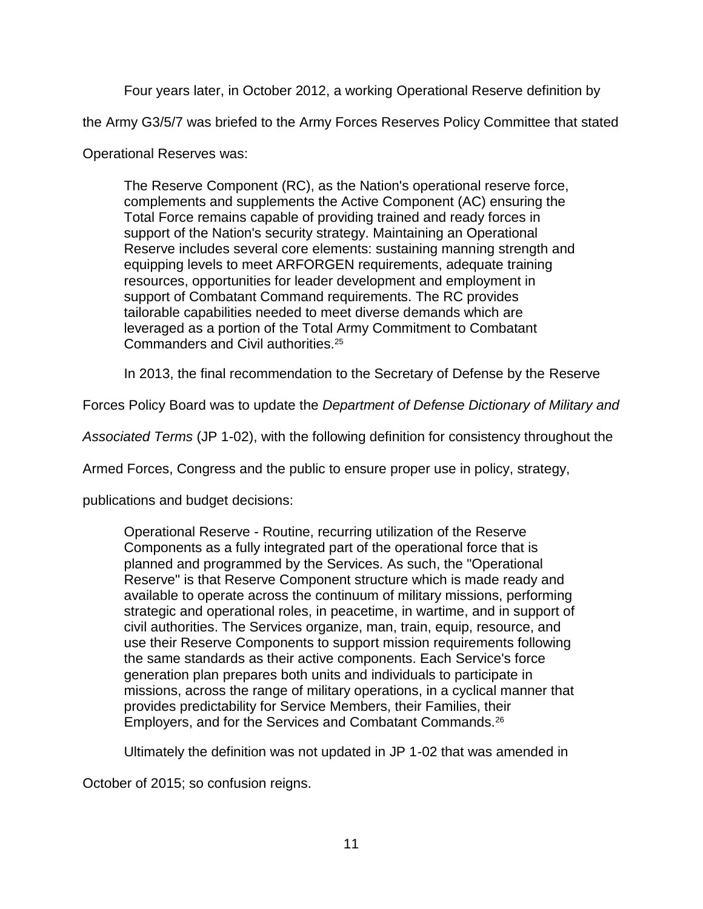Four years later, in October 2012, a working Operational Reserve definition by the Army G3/5/7 was briefed to the Army Forces Reserves Policy Committee that stated Operational Reserves was:

> The Reserve Component (RC), as the Nation's operational reserve force, complements and supplements the Active Component (AC) ensuring the Total Force remains capable of providing trained and ready forces in support of the Nation's security strategy. Maintaining an Operational Reserve includes several core elements: sustaining manning strength and equipping levels to meet ARFORGEN requirements, adequate training resources, opportunities for leader development and employment in support of Combatant Command requirements. The RC provides tailorable capabilities needed to meet diverse demands which are leveraged as a portion of the Total Army Commitment to Combatant Commanders and Civil authorities.[25]

In 2013, the final recommendation to the Secretary of Defense by the Reserve Forces Policy Board was to update the *Department of Defense Dictionary of Military and Associated Terms* (JP 1-02), with the following definition for consistency throughout the Armed Forces, Congress and the public to ensure proper use in policy, strategy, publications and budget decisions:

> Operational Reserve - Routine, recurring utilization of the Reserve Components as a fully integrated part of the operational force that is planned and programmed by the Services. As such, the "Operational Reserve" is that Reserve Component structure which is made ready and available to operate across the continuum of military missions, performing strategic and operational roles, in peacetime, in wartime, and in support of civil authorities. The Services organize, man, train, equip, resource, and use their Reserve Components to support mission requirements following the same standards as their active components. Each Service's force generation plan prepares both units and individuals to participate in missions, across the range of military operations, in a cyclical manner that provides predictability for Service Members, their Families, their Employers, and for the Services and Combatant Commands.[26]

Ultimately the definition was not updated in JP 1-02 that was amended in October of 2015; so confusion reigns.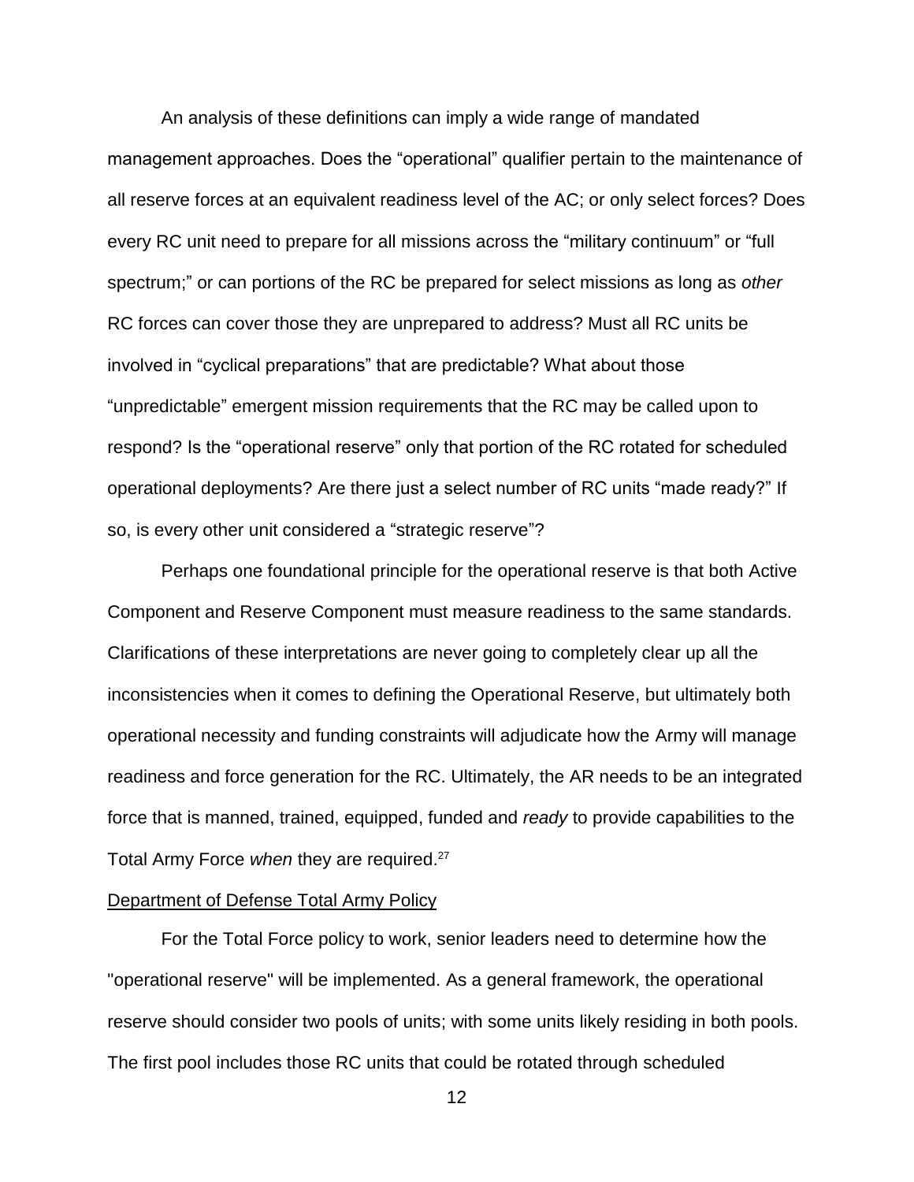An analysis of these definitions can imply a wide range of mandated management approaches. Does the "operational" qualifier pertain to the maintenance of all reserve forces at an equivalent readiness level of the AC; or only select forces? Does every RC unit need to prepare for all missions across the "military continuum" or "full spectrum;" or can portions of the RC be prepared for select missions as long as *other* RC forces can cover those they are unprepared to address? Must all RC units be involved in "cyclical preparations" that are predictable? What about those "unpredictable" emergent mission requirements that the RC may be called upon to respond? Is the "operational reserve" only that portion of the RC rotated for scheduled operational deployments? Are there just a select number of RC units "made ready?" If so, is every other unit considered a "strategic reserve"?

Perhaps one foundational principle for the operational reserve is that both Active Component and Reserve Component must measure readiness to the same standards. Clarifications of these interpretations are never going to completely clear up all the inconsistencies when it comes to defining the Operational Reserve, but ultimately both operational necessity and funding constraints will adjudicate how the Army will manage readiness and force generation for the RC. Ultimately, the AR needs to be an integrated force that is manned, trained, equipped, funded and *ready* to provide capabilities to the Total Army Force *when* they are required.[27]

<u>Department of Defense Total Army Policy</u>

For the Total Force policy to work, senior leaders need to determine how the "operational reserve" will be implemented. As a general framework, the operational reserve should consider two pools of units; with some units likely residing in both pools. The first pool includes those RC units that could be rotated through scheduled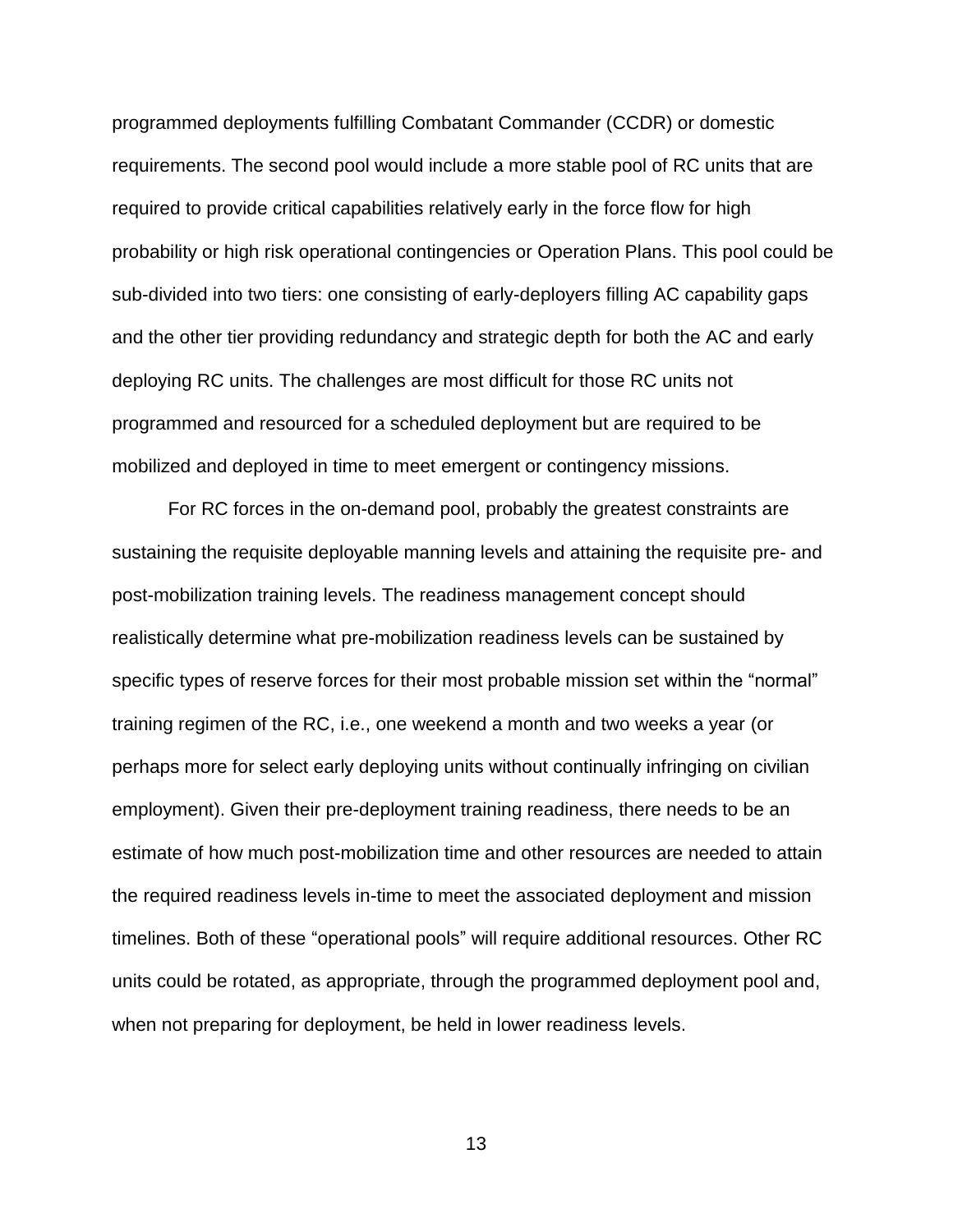programmed deployments fulfilling Combatant Commander (CCDR) or domestic requirements. The second pool would include a more stable pool of RC units that are required to provide critical capabilities relatively early in the force flow for high probability or high risk operational contingencies or Operation Plans. This pool could be sub-divided into two tiers: one consisting of early-deployers filling AC capability gaps and the other tier providing redundancy and strategic depth for both the AC and early deploying RC units. The challenges are most difficult for those RC units not programmed and resourced for a scheduled deployment but are required to be mobilized and deployed in time to meet emergent or contingency missions.

For RC forces in the on-demand pool, probably the greatest constraints are sustaining the requisite deployable manning levels and attaining the requisite pre- and post-mobilization training levels. The readiness management concept should realistically determine what pre-mobilization readiness levels can be sustained by specific types of reserve forces for their most probable mission set within the "normal" training regimen of the RC, i.e., one weekend a month and two weeks a year (or perhaps more for select early deploying units without continually infringing on civilian employment). Given their pre-deployment training readiness, there needs to be an estimate of how much post-mobilization time and other resources are needed to attain the required readiness levels in-time to meet the associated deployment and mission timelines. Both of these "operational pools" will require additional resources. Other RC units could be rotated, as appropriate, through the programmed deployment pool and, when not preparing for deployment, be held in lower readiness levels.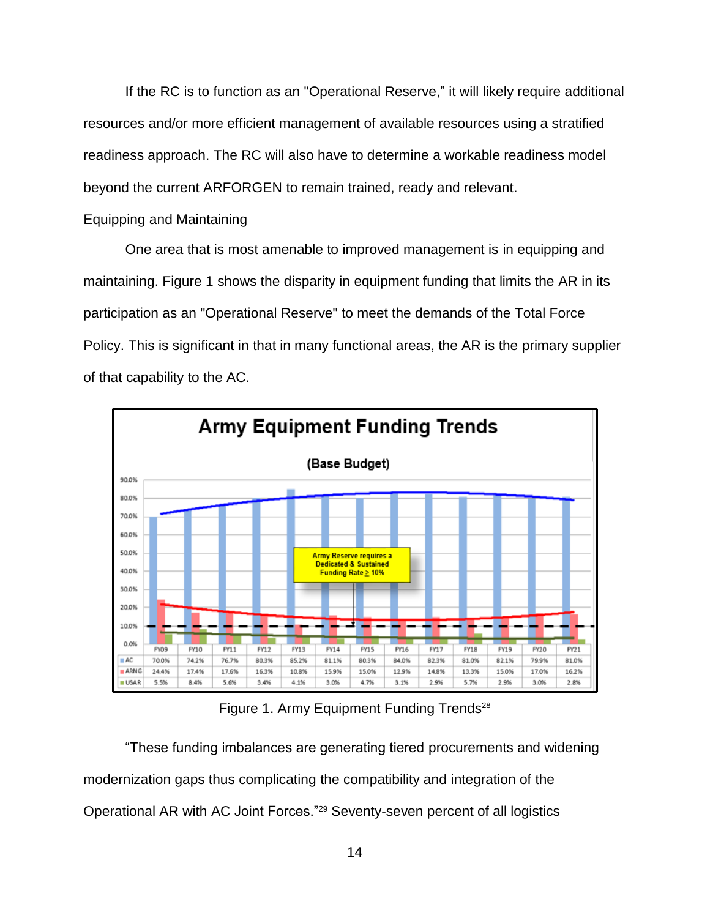If the RC is to function as an "Operational Reserve," it will likely require additional resources and/or more efficient management of available resources using a stratified readiness approach. The RC will also have to determine a workable readiness model beyond the current ARFORGEN to remain trained, ready and relevant.

Equipping and Maintaining

One area that is most amenable to improved management is in equipping and maintaining. Figure 1 shows the disparity in equipment funding that limits the AR in its participation as an "Operational Reserve" to meet the demands of the Total Force Policy. This is significant in that in many functional areas, the AR is the primary supplier of that capability to the AC.

**Army Equipment Funding Trends**

**(Base Budget)**

Army Reserve requires a Dedicated & Sustained Funding Rate ≥ 10%

| | FY09 | FY10 | FY11 | FY12 | FY13 | FY14 | FY15 | FY16 | FY17 | FY18 | FY19 | FY20 | FY21 |
|---|---|---|---|---|---|---|---|---|---|---|---|---|---|
| AC | 70.0% | 74.2% | 76.7% | 80.3% | 85.2% | 81.1% | 80.3% | 84.0% | 82.3% | 81.0% | 82.1% | 79.9% | 81.0% |
| ARNG | 24.4% | 17.4% | 17.6% | 16.3% | 10.8% | 15.9% | 15.0% | 12.9% | 14.8% | 13.3% | 15.0% | 17.0% | 16.2% |
| USAR | 5.5% | 8.4% | 5.6% | 3.4% | 4.1% | 3.0% | 4.7% | 3.1% | 2.9% | 5.7% | 2.9% | 3.0% | 2.8% |

Figure 1. Army Equipment Funding Trends[28]

"These funding imbalances are generating tiered procurements and widening modernization gaps thus complicating the compatibility and integration of the Operational AR with AC Joint Forces."[29] Seventy-seven percent of all logistics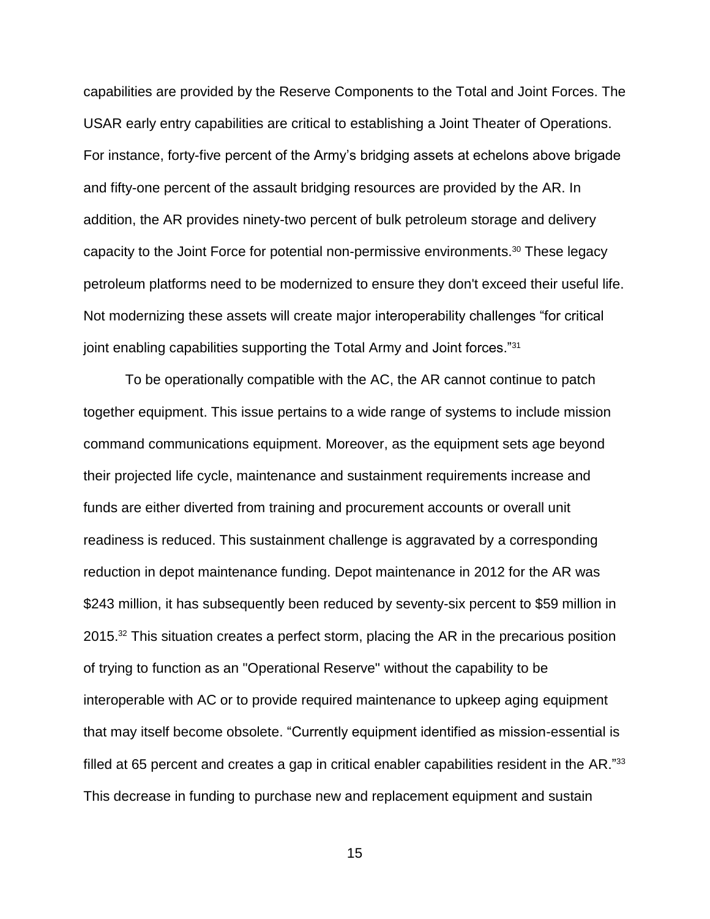capabilities are provided by the Reserve Components to the Total and Joint Forces. The USAR early entry capabilities are critical to establishing a Joint Theater of Operations. For instance, forty-five percent of the Army's bridging assets at echelons above brigade and fifty-one percent of the assault bridging resources are provided by the AR. In addition, the AR provides ninety-two percent of bulk petroleum storage and delivery capacity to the Joint Force for potential non-permissive environments.[30] These legacy petroleum platforms need to be modernized to ensure they don't exceed their useful life. Not modernizing these assets will create major interoperability challenges "for critical joint enabling capabilities supporting the Total Army and Joint forces."[31]

To be operationally compatible with the AC, the AR cannot continue to patch together equipment. This issue pertains to a wide range of systems to include mission command communications equipment. Moreover, as the equipment sets age beyond their projected life cycle, maintenance and sustainment requirements increase and funds are either diverted from training and procurement accounts or overall unit readiness is reduced. This sustainment challenge is aggravated by a corresponding reduction in depot maintenance funding. Depot maintenance in 2012 for the AR was $243 million, it has subsequently been reduced by seventy-six percent to $59 million in 2015.[32] This situation creates a perfect storm, placing the AR in the precarious position of trying to function as an "Operational Reserve" without the capability to be interoperable with AC or to provide required maintenance to upkeep aging equipment that may itself become obsolete. "Currently equipment identified as mission-essential is filled at 65 percent and creates a gap in critical enabler capabilities resident in the AR."[33] This decrease in funding to purchase new and replacement equipment and sustain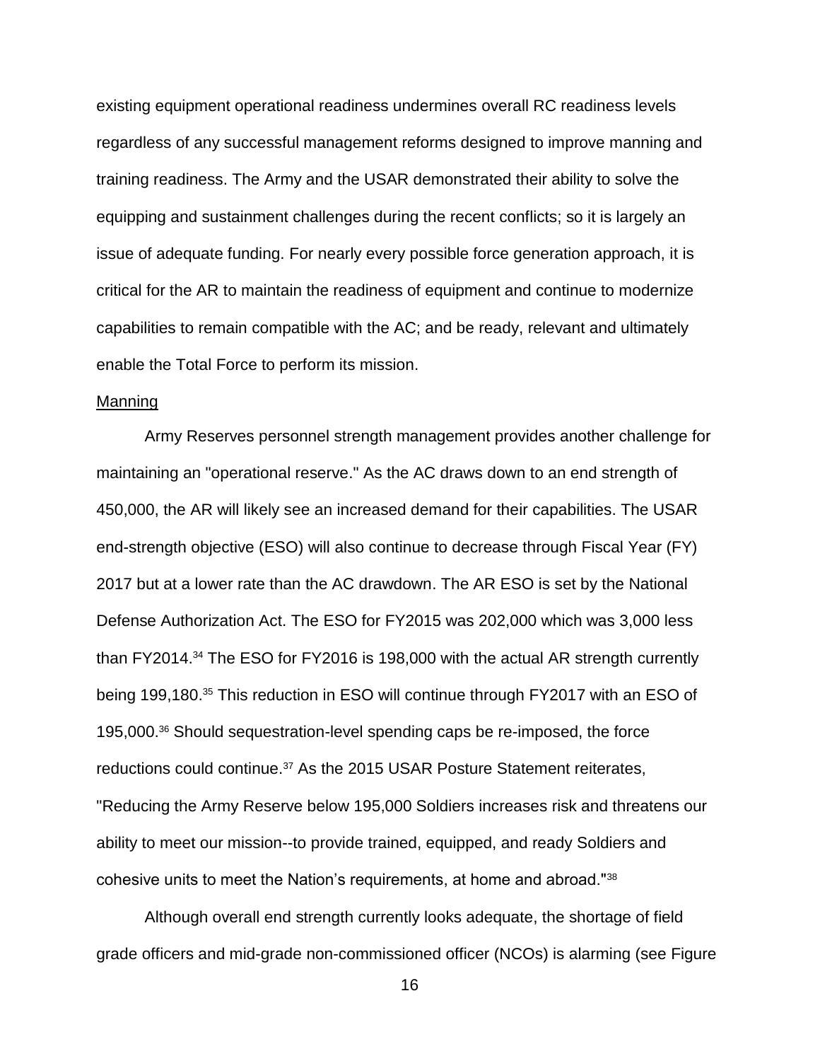existing equipment operational readiness undermines overall RC readiness levels regardless of any successful management reforms designed to improve manning and training readiness. The Army and the USAR demonstrated their ability to solve the equipping and sustainment challenges during the recent conflicts; so it is largely an issue of adequate funding. For nearly every possible force generation approach, it is critical for the AR to maintain the readiness of equipment and continue to modernize capabilities to remain compatible with the AC; and be ready, relevant and ultimately enable the Total Force to perform its mission.

Manning

Army Reserves personnel strength management provides another challenge for maintaining an "operational reserve." As the AC draws down to an end strength of 450,000, the AR will likely see an increased demand for their capabilities. The USAR end-strength objective (ESO) will also continue to decrease through Fiscal Year (FY) 2017 but at a lower rate than the AC drawdown. The AR ESO is set by the National Defense Authorization Act. The ESO for FY2015 was 202,000 which was 3,000 less than FY2014.[34] The ESO for FY2016 is 198,000 with the actual AR strength currently being 199,180.[35] This reduction in ESO will continue through FY2017 with an ESO of 195,000.[36] Should sequestration-level spending caps be re-imposed, the force reductions could continue.[37] As the 2015 USAR Posture Statement reiterates, "Reducing the Army Reserve below 195,000 Soldiers increases risk and threatens our ability to meet our mission--to provide trained, equipped, and ready Soldiers and cohesive units to meet the Nation's requirements, at home and abroad."[38]

Although overall end strength currently looks adequate, the shortage of field grade officers and mid-grade non-commissioned officer (NCOs) is alarming (see Figure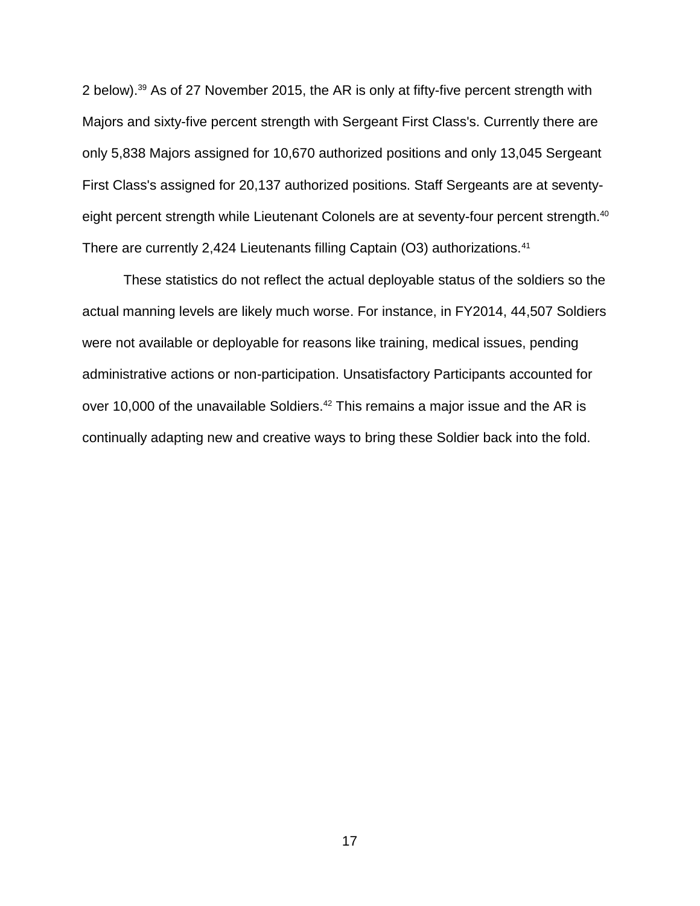2 below).[39] As of 27 November 2015, the AR is only at fifty-five percent strength with Majors and sixty-five percent strength with Sergeant First Class's. Currently there are only 5,838 Majors assigned for 10,670 authorized positions and only 13,045 Sergeant First Class's assigned for 20,137 authorized positions. Staff Sergeants are at seventy-eight percent strength while Lieutenant Colonels are at seventy-four percent strength.[40] There are currently 2,424 Lieutenants filling Captain (O3) authorizations.[41]

These statistics do not reflect the actual deployable status of the soldiers so the actual manning levels are likely much worse. For instance, in FY2014, 44,507 Soldiers were not available or deployable for reasons like training, medical issues, pending administrative actions or non-participation. Unsatisfactory Participants accounted for over 10,000 of the unavailable Soldiers.[42] This remains a major issue and the AR is continually adapting new and creative ways to bring these Soldier back into the fold.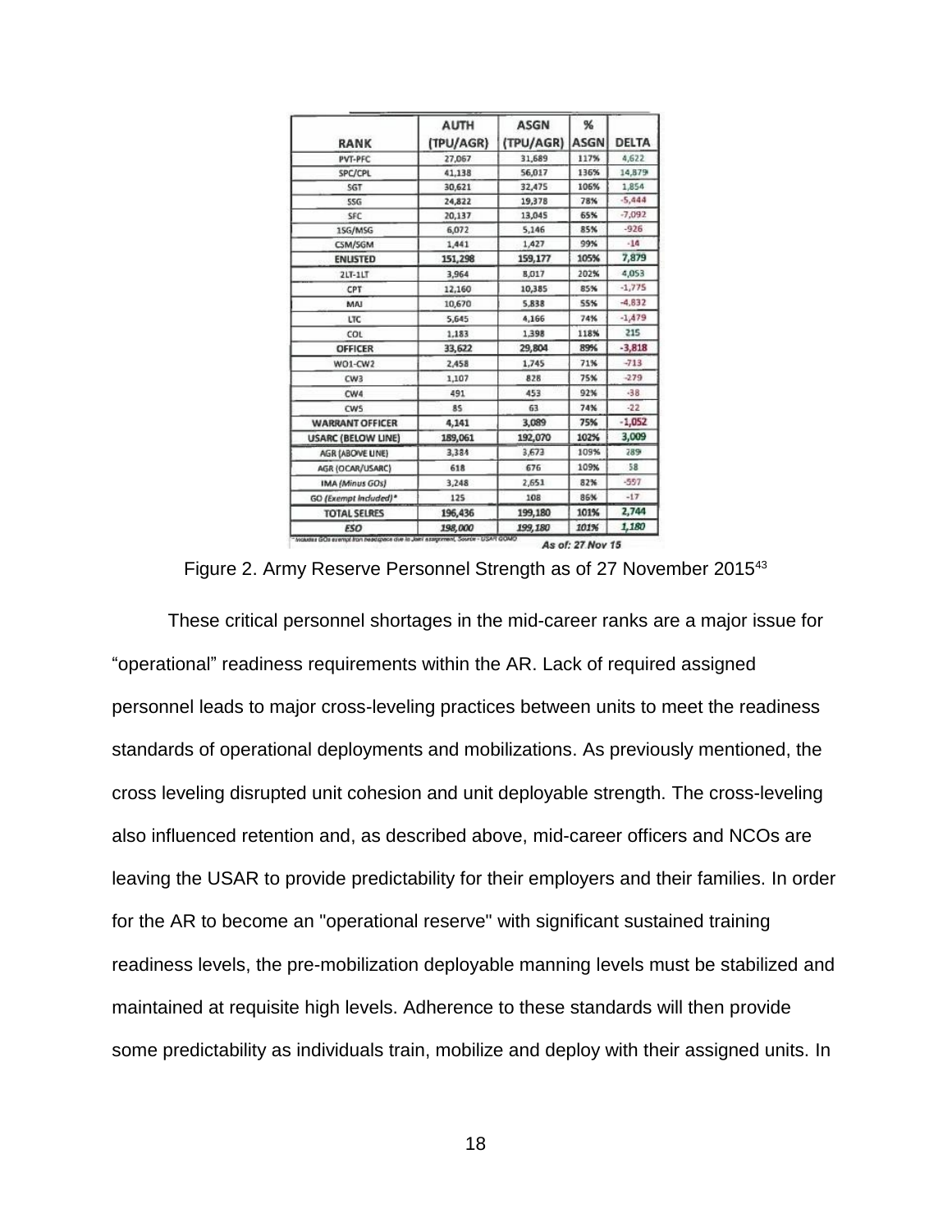| RANK | AUTH (TPU/AGR) | ASGN (TPU/AGR) | % ASGN | DELTA |
|---|---|---|---|---|
| PVT-PFC | 27,067 | 31,689 | 117% | 4,622 |
| SPC/CPL | 41,138 | 56,017 | 136% | 14,879 |
| SGT | 30,621 | 32,475 | 106% | 1,854 |
| SSG | 24,822 | 19,378 | 78% | -5,444 |
| SFC | 20,137 | 13,045 | 65% | -7,092 |
| 1SG/MSG | 6,072 | 5,146 | 85% | -926 |
| CSM/SGM | 1,441 | 1,427 | 99% | -14 |
| **ENLISTED** | **151,298** | **159,177** | **105%** | **7,879** |
| 2LT-1LT | 3,964 | 8,017 | 202% | 4,053 |
| CPT | 12,160 | 10,385 | 85% | -1,775 |
| MAJ | 10,670 | 5,838 | 55% | -4,832 |
| LTC | 5,645 | 4,166 | 74% | -1,479 |
| COL | 1,183 | 1,398 | 118% | 215 |
| **OFFICER** | **33,622** | **29,804** | **89%** | **-3,818** |
| WO1-CW2 | 2,458 | 1,745 | 71% | -713 |
| CW3 | 1,107 | 828 | 75% | -279 |
| CW4 | 491 | 453 | 92% | -38 |
| CW5 | 85 | 63 | 74% | -22 |
| **WARRANT OFFICER** | **4,141** | **3,089** | **75%** | **-1,052** |
| **USARC (BELOW LINE)** | **189,061** | **192,070** | **102%** | **3,009** |
| AGR (ABOVE LINE) | 3,384 | 3,673 | 109% | 289 |
| AGR (OCAR/USARC) | 618 | 676 | 109% | 58 |
| IMA *(Minus GOs)* | 3,248 | 2,651 | 82% | -597 |
| GO *(Exempt Included)** | 125 | 108 | 86% | -17 |
| **TOTAL SELRES** | **196,436** | **199,180** | **101%** | **2,744** |
| ***ESO*** | ***198,000*** | ***199,180*** | ***101%*** | ***1,180*** |

*Includes GOs exempt from headspace due to Joint assignment, Source - USAR GOMO

*As of: 27 Nov 15*

Figure 2. Army Reserve Personnel Strength as of 27 November 2015[43]

These critical personnel shortages in the mid-career ranks are a major issue for "operational" readiness requirements within the AR. Lack of required assigned personnel leads to major cross-leveling practices between units to meet the readiness standards of operational deployments and mobilizations. As previously mentioned, the cross leveling disrupted unit cohesion and unit deployable strength. The cross-leveling also influenced retention and, as described above, mid-career officers and NCOs are leaving the USAR to provide predictability for their employers and their families. In order for the AR to become an "operational reserve" with significant sustained training readiness levels, the pre-mobilization deployable manning levels must be stabilized and maintained at requisite high levels. Adherence to these standards will then provide some predictability as individuals train, mobilize and deploy with their assigned units. In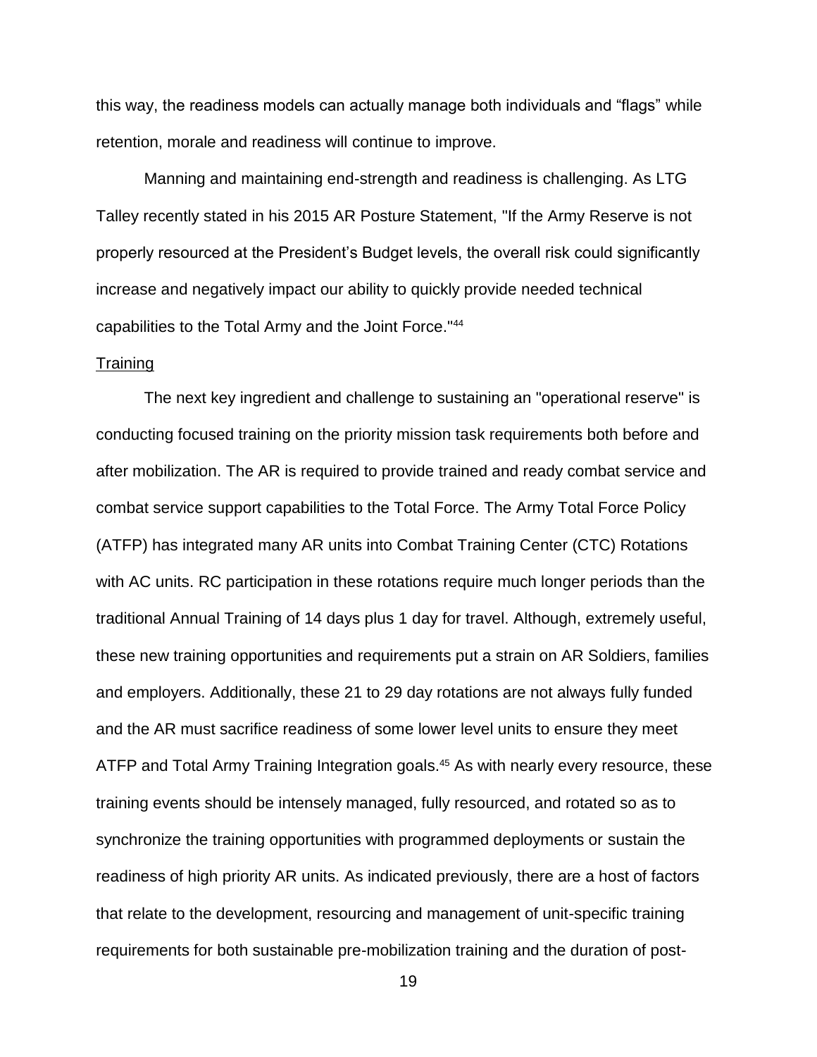this way, the readiness models can actually manage both individuals and "flags" while retention, morale and readiness will continue to improve.

Manning and maintaining end-strength and readiness is challenging. As LTG Talley recently stated in his 2015 AR Posture Statement, "If the Army Reserve is not properly resourced at the President's Budget levels, the overall risk could significantly increase and negatively impact our ability to quickly provide needed technical capabilities to the Total Army and the Joint Force."[44]

Training

The next key ingredient and challenge to sustaining an "operational reserve" is conducting focused training on the priority mission task requirements both before and after mobilization. The AR is required to provide trained and ready combat service and combat service support capabilities to the Total Force. The Army Total Force Policy (ATFP) has integrated many AR units into Combat Training Center (CTC) Rotations with AC units. RC participation in these rotations require much longer periods than the traditional Annual Training of 14 days plus 1 day for travel. Although, extremely useful, these new training opportunities and requirements put a strain on AR Soldiers, families and employers. Additionally, these 21 to 29 day rotations are not always fully funded and the AR must sacrifice readiness of some lower level units to ensure they meet ATFP and Total Army Training Integration goals.[45] As with nearly every resource, these training events should be intensely managed, fully resourced, and rotated so as to synchronize the training opportunities with programmed deployments or sustain the readiness of high priority AR units. As indicated previously, there are a host of factors that relate to the development, resourcing and management of unit-specific training requirements for both sustainable pre-mobilization training and the duration of post-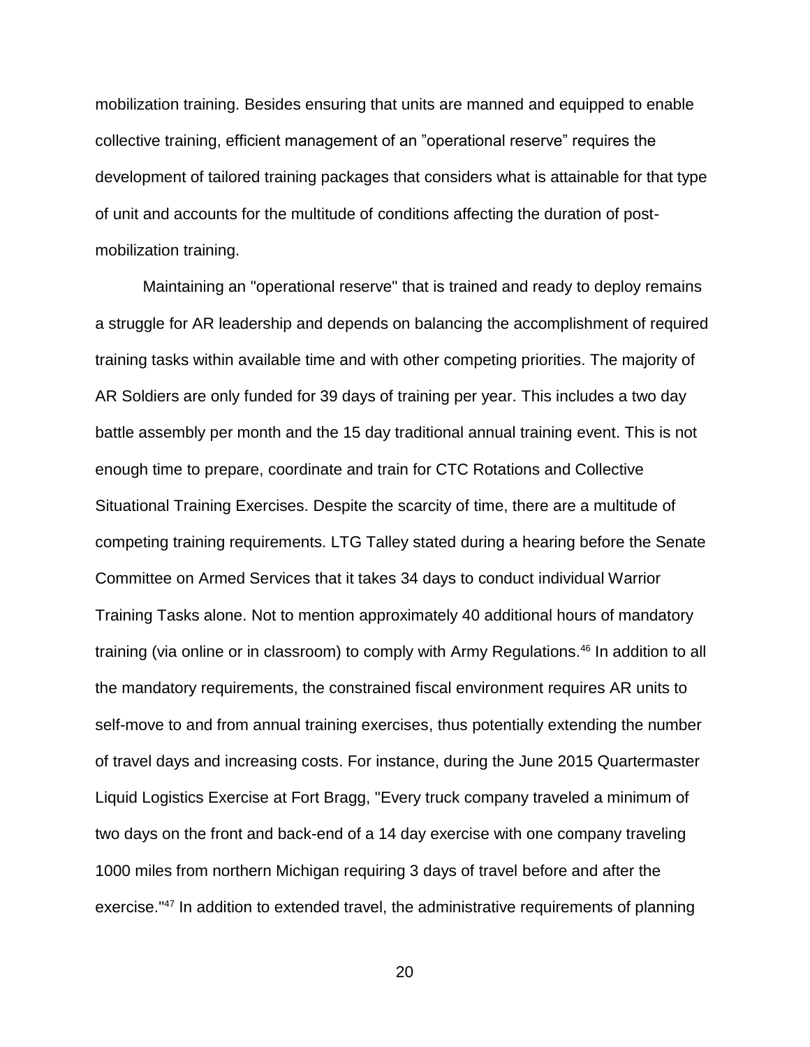mobilization training. Besides ensuring that units are manned and equipped to enable collective training, efficient management of an "operational reserve" requires the development of tailored training packages that considers what is attainable for that type of unit and accounts for the multitude of conditions affecting the duration of post-mobilization training.

Maintaining an "operational reserve" that is trained and ready to deploy remains a struggle for AR leadership and depends on balancing the accomplishment of required training tasks within available time and with other competing priorities. The majority of AR Soldiers are only funded for 39 days of training per year. This includes a two day battle assembly per month and the 15 day traditional annual training event. This is not enough time to prepare, coordinate and train for CTC Rotations and Collective Situational Training Exercises. Despite the scarcity of time, there are a multitude of competing training requirements. LTG Talley stated during a hearing before the Senate Committee on Armed Services that it takes 34 days to conduct individual Warrior Training Tasks alone. Not to mention approximately 40 additional hours of mandatory training (via online or in classroom) to comply with Army Regulations.[46] In addition to all the mandatory requirements, the constrained fiscal environment requires AR units to self-move to and from annual training exercises, thus potentially extending the number of travel days and increasing costs. For instance, during the June 2015 Quartermaster Liquid Logistics Exercise at Fort Bragg, "Every truck company traveled a minimum of two days on the front and back-end of a 14 day exercise with one company traveling 1000 miles from northern Michigan requiring 3 days of travel before and after the exercise."[47] In addition to extended travel, the administrative requirements of planning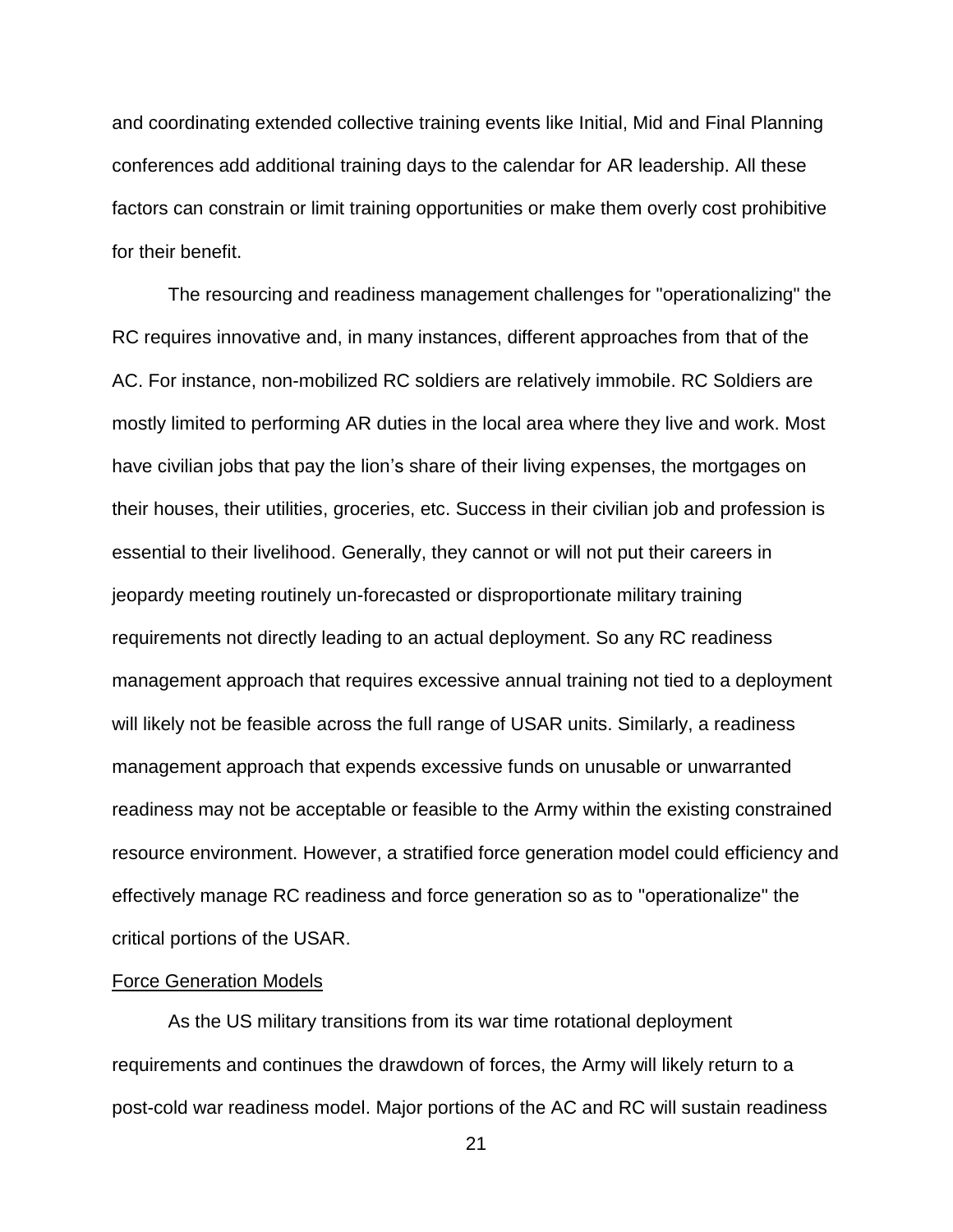and coordinating extended collective training events like Initial, Mid and Final Planning conferences add additional training days to the calendar for AR leadership. All these factors can constrain or limit training opportunities or make them overly cost prohibitive for their benefit.

The resourcing and readiness management challenges for "operationalizing" the RC requires innovative and, in many instances, different approaches from that of the AC. For instance, non-mobilized RC soldiers are relatively immobile. RC Soldiers are mostly limited to performing AR duties in the local area where they live and work. Most have civilian jobs that pay the lion's share of their living expenses, the mortgages on their houses, their utilities, groceries, etc. Success in their civilian job and profession is essential to their livelihood. Generally, they cannot or will not put their careers in jeopardy meeting routinely un-forecasted or disproportionate military training requirements not directly leading to an actual deployment. So any RC readiness management approach that requires excessive annual training not tied to a deployment will likely not be feasible across the full range of USAR units. Similarly, a readiness management approach that expends excessive funds on unusable or unwarranted readiness may not be acceptable or feasible to the Army within the existing constrained resource environment. However, a stratified force generation model could efficiency and effectively manage RC readiness and force generation so as to "operationalize" the critical portions of the USAR.

## Force Generation Models

As the US military transitions from its war time rotational deployment requirements and continues the drawdown of forces, the Army will likely return to a post-cold war readiness model. Major portions of the AC and RC will sustain readiness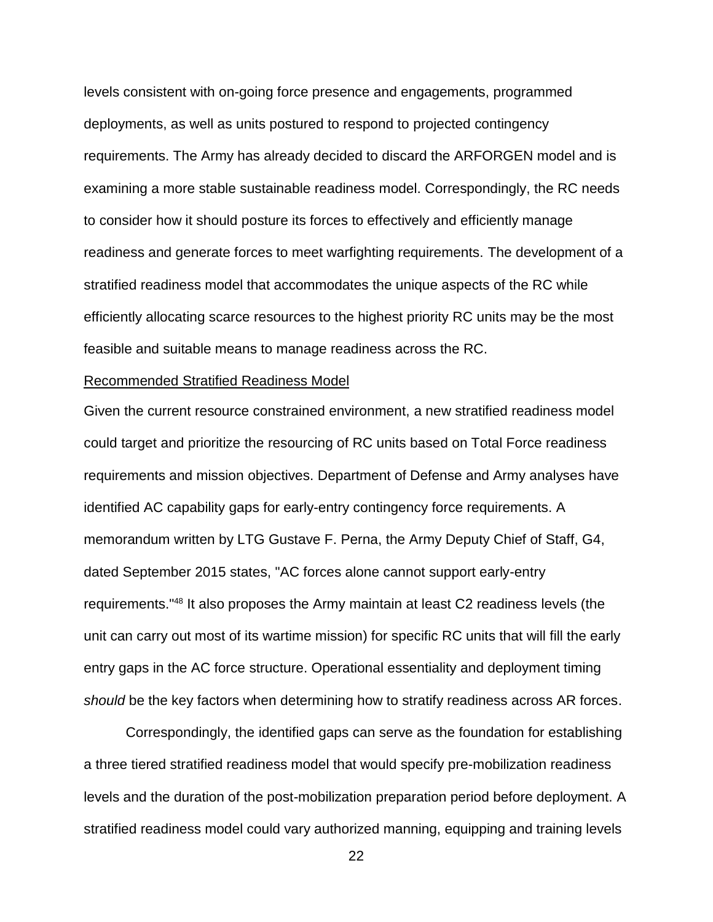levels consistent with on-going force presence and engagements, programmed deployments, as well as units postured to respond to projected contingency requirements. The Army has already decided to discard the ARFORGEN model and is examining a more stable sustainable readiness model. Correspondingly, the RC needs to consider how it should posture its forces to effectively and efficiently manage readiness and generate forces to meet warfighting requirements. The development of a stratified readiness model that accommodates the unique aspects of the RC while efficiently allocating scarce resources to the highest priority RC units may be the most feasible and suitable means to manage readiness across the RC.

Recommended Stratified Readiness Model

Given the current resource constrained environment, a new stratified readiness model could target and prioritize the resourcing of RC units based on Total Force readiness requirements and mission objectives. Department of Defense and Army analyses have identified AC capability gaps for early-entry contingency force requirements. A memorandum written by LTG Gustave F. Perna, the Army Deputy Chief of Staff, G4, dated September 2015 states, "AC forces alone cannot support early-entry requirements."[48] It also proposes the Army maintain at least C2 readiness levels (the unit can carry out most of its wartime mission) for specific RC units that will fill the early entry gaps in the AC force structure. Operational essentiality and deployment timing *should* be the key factors when determining how to stratify readiness across AR forces.

Correspondingly, the identified gaps can serve as the foundation for establishing a three tiered stratified readiness model that would specify pre-mobilization readiness levels and the duration of the post-mobilization preparation period before deployment. A stratified readiness model could vary authorized manning, equipping and training levels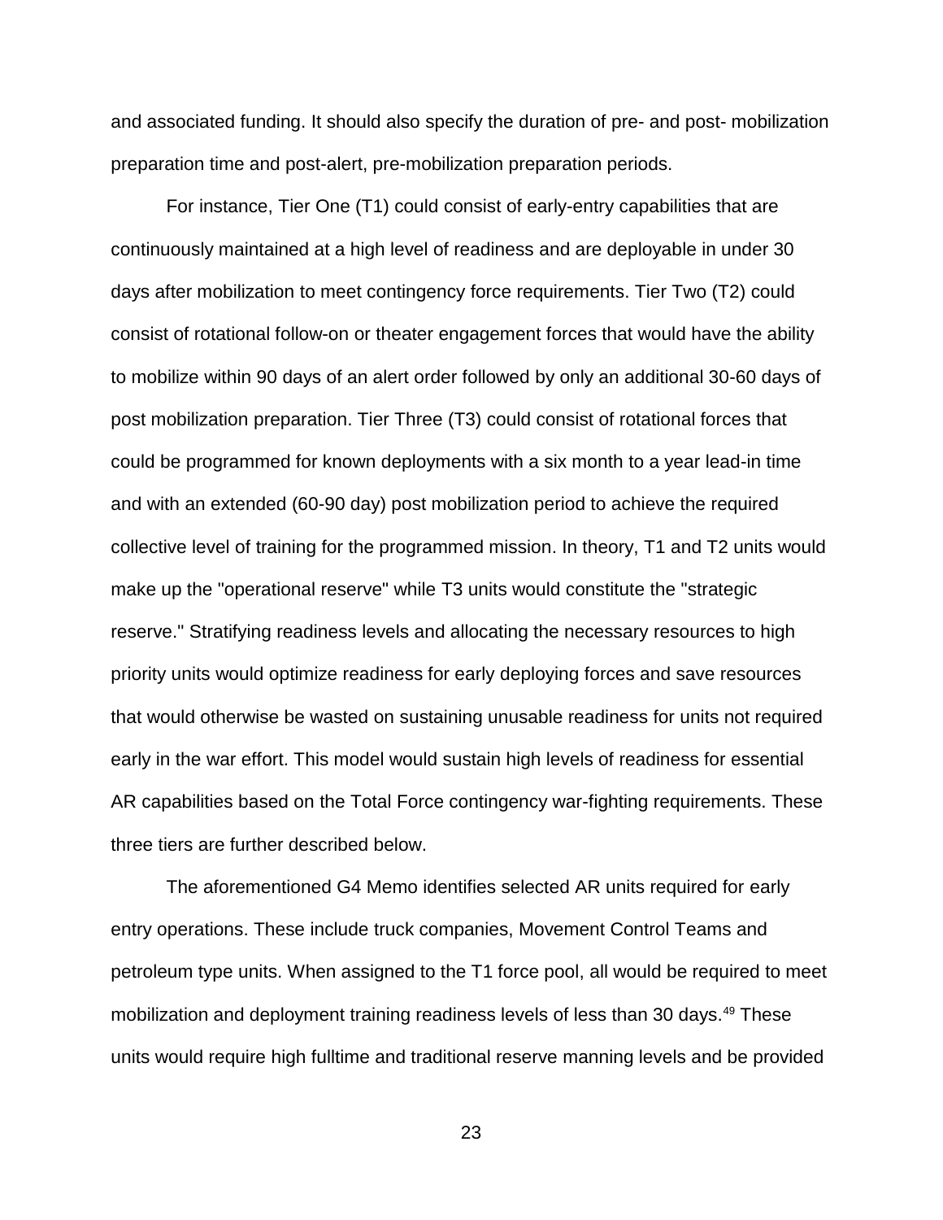and associated funding. It should also specify the duration of pre- and post- mobilization preparation time and post-alert, pre-mobilization preparation periods.

For instance, Tier One (T1) could consist of early-entry capabilities that are continuously maintained at a high level of readiness and are deployable in under 30 days after mobilization to meet contingency force requirements. Tier Two (T2) could consist of rotational follow-on or theater engagement forces that would have the ability to mobilize within 90 days of an alert order followed by only an additional 30-60 days of post mobilization preparation. Tier Three (T3) could consist of rotational forces that could be programmed for known deployments with a six month to a year lead-in time and with an extended (60-90 day) post mobilization period to achieve the required collective level of training for the programmed mission. In theory, T1 and T2 units would make up the "operational reserve" while T3 units would constitute the "strategic reserve." Stratifying readiness levels and allocating the necessary resources to high priority units would optimize readiness for early deploying forces and save resources that would otherwise be wasted on sustaining unusable readiness for units not required early in the war effort. This model would sustain high levels of readiness for essential AR capabilities based on the Total Force contingency war-fighting requirements. These three tiers are further described below.

The aforementioned G4 Memo identifies selected AR units required for early entry operations. These include truck companies, Movement Control Teams and petroleum type units. When assigned to the T1 force pool, all would be required to meet mobilization and deployment training readiness levels of less than 30 days.[49] These units would require high fulltime and traditional reserve manning levels and be provided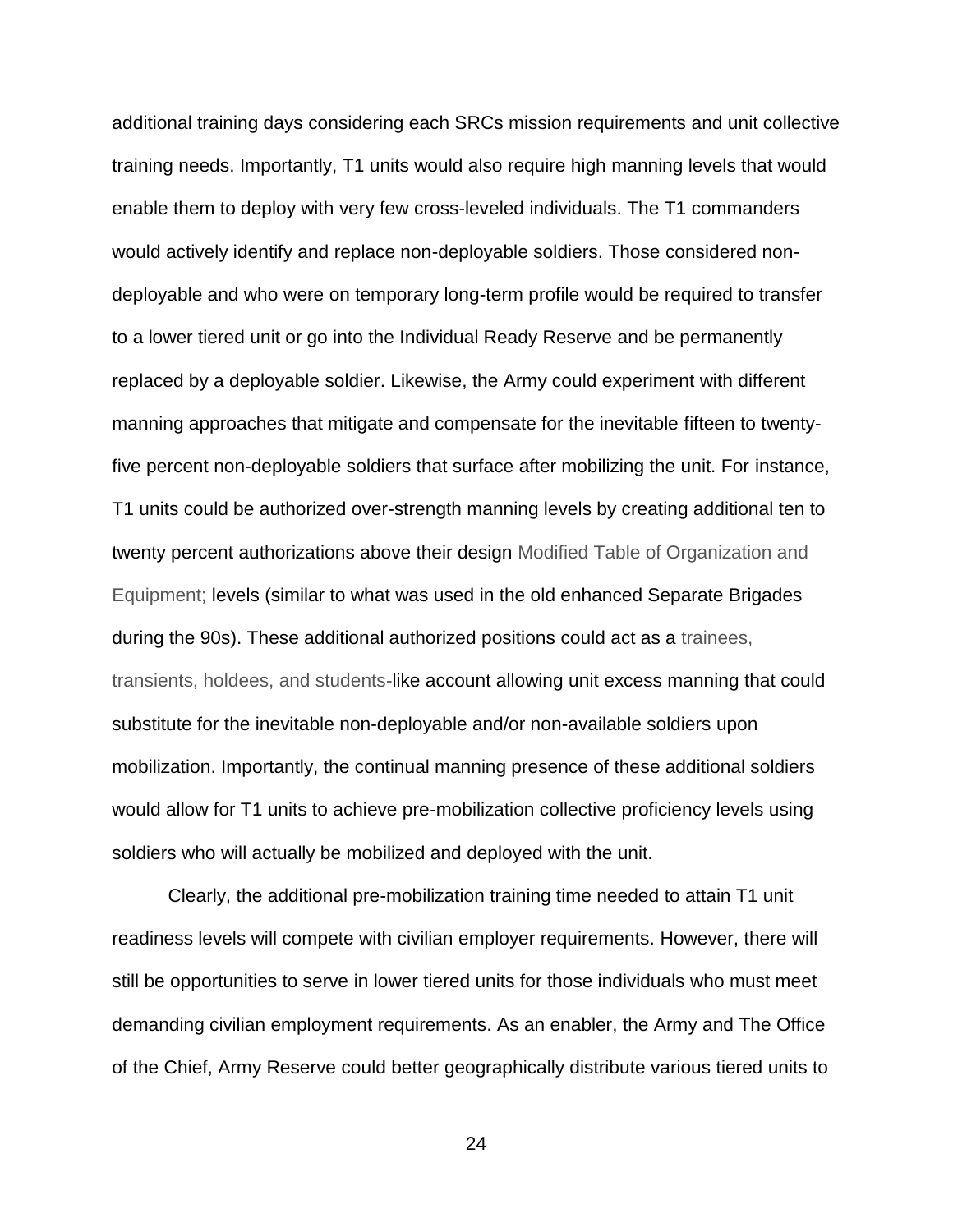additional training days considering each SRCs mission requirements and unit collective training needs. Importantly, T1 units would also require high manning levels that would enable them to deploy with very few cross-leveled individuals. The T1 commanders would actively identify and replace non-deployable soldiers. Those considered non-deployable and who were on temporary long-term profile would be required to transfer to a lower tiered unit or go into the Individual Ready Reserve and be permanently replaced by a deployable soldier. Likewise, the Army could experiment with different manning approaches that mitigate and compensate for the inevitable fifteen to twenty-five percent non-deployable soldiers that surface after mobilizing the unit. For instance, T1 units could be authorized over-strength manning levels by creating additional ten to twenty percent authorizations above their design Modified Table of Organization and Equipment; levels (similar to what was used in the old enhanced Separate Brigades during the 90s). These additional authorized positions could act as a trainees, transients, holdees, and students-like account allowing unit excess manning that could substitute for the inevitable non-deployable and/or non-available soldiers upon mobilization. Importantly, the continual manning presence of these additional soldiers would allow for T1 units to achieve pre-mobilization collective proficiency levels using soldiers who will actually be mobilized and deployed with the unit.

Clearly, the additional pre-mobilization training time needed to attain T1 unit readiness levels will compete with civilian employer requirements. However, there will still be opportunities to serve in lower tiered units for those individuals who must meet demanding civilian employment requirements. As an enabler, the Army and The Office of the Chief, Army Reserve could better geographically distribute various tiered units to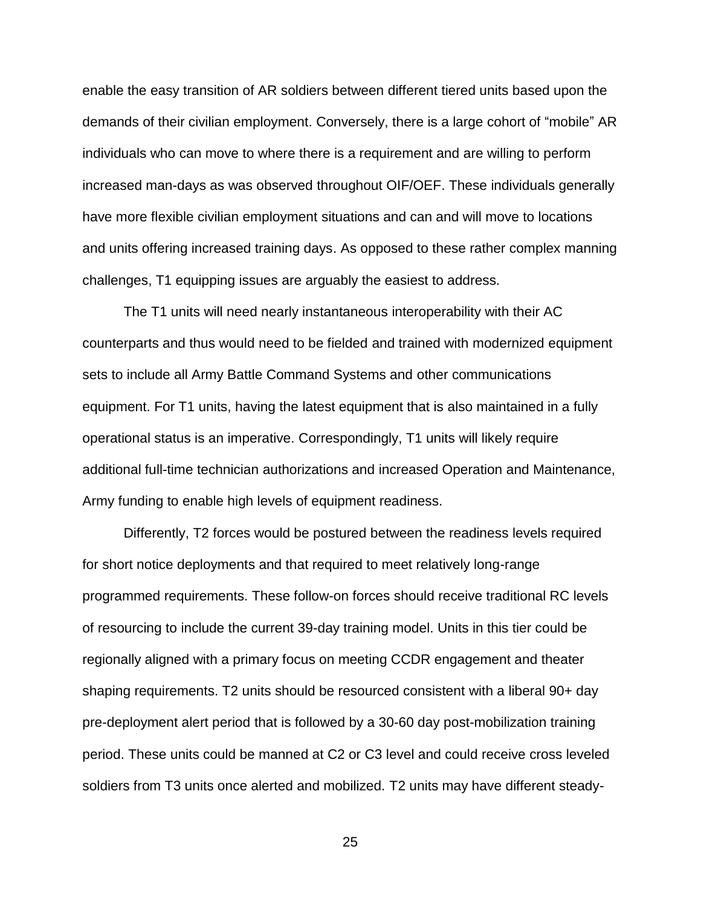enable the easy transition of AR soldiers between different tiered units based upon the demands of their civilian employment. Conversely, there is a large cohort of "mobile" AR individuals who can move to where there is a requirement and are willing to perform increased man-days as was observed throughout OIF/OEF. These individuals generally have more flexible civilian employment situations and can and will move to locations and units offering increased training days. As opposed to these rather complex manning challenges, T1 equipping issues are arguably the easiest to address.

The T1 units will need nearly instantaneous interoperability with their AC counterparts and thus would need to be fielded and trained with modernized equipment sets to include all Army Battle Command Systems and other communications equipment. For T1 units, having the latest equipment that is also maintained in a fully operational status is an imperative. Correspondingly, T1 units will likely require additional full-time technician authorizations and increased Operation and Maintenance, Army funding to enable high levels of equipment readiness.

Differently, T2 forces would be postured between the readiness levels required for short notice deployments and that required to meet relatively long-range programmed requirements. These follow-on forces should receive traditional RC levels of resourcing to include the current 39-day training model. Units in this tier could be regionally aligned with a primary focus on meeting CCDR engagement and theater shaping requirements. T2 units should be resourced consistent with a liberal 90+ day pre-deployment alert period that is followed by a 30-60 day post-mobilization training period. These units could be manned at C2 or C3 level and could receive cross leveled soldiers from T3 units once alerted and mobilized. T2 units may have different steady-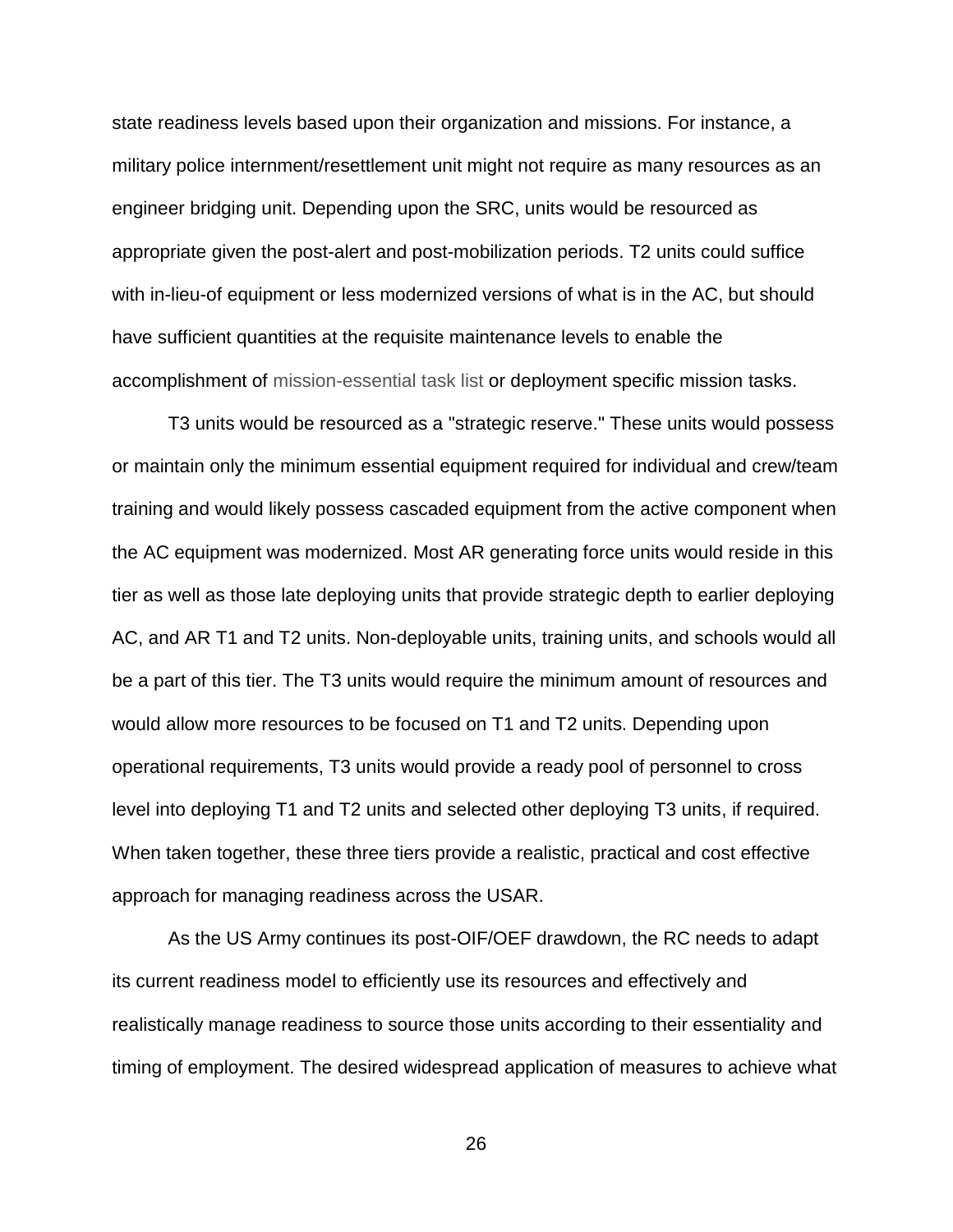state readiness levels based upon their organization and missions. For instance, a military police internment/resettlement unit might not require as many resources as an engineer bridging unit. Depending upon the SRC, units would be resourced as appropriate given the post-alert and post-mobilization periods. T2 units could suffice with in-lieu-of equipment or less modernized versions of what is in the AC, but should have sufficient quantities at the requisite maintenance levels to enable the accomplishment of mission-essential task list or deployment specific mission tasks.

T3 units would be resourced as a "strategic reserve." These units would possess or maintain only the minimum essential equipment required for individual and crew/team training and would likely possess cascaded equipment from the active component when the AC equipment was modernized. Most AR generating force units would reside in this tier as well as those late deploying units that provide strategic depth to earlier deploying AC, and AR T1 and T2 units. Non-deployable units, training units, and schools would all be a part of this tier. The T3 units would require the minimum amount of resources and would allow more resources to be focused on T1 and T2 units. Depending upon operational requirements, T3 units would provide a ready pool of personnel to cross level into deploying T1 and T2 units and selected other deploying T3 units, if required. When taken together, these three tiers provide a realistic, practical and cost effective approach for managing readiness across the USAR.

As the US Army continues its post-OIF/OEF drawdown, the RC needs to adapt its current readiness model to efficiently use its resources and effectively and realistically manage readiness to source those units according to their essentiality and timing of employment. The desired widespread application of measures to achieve what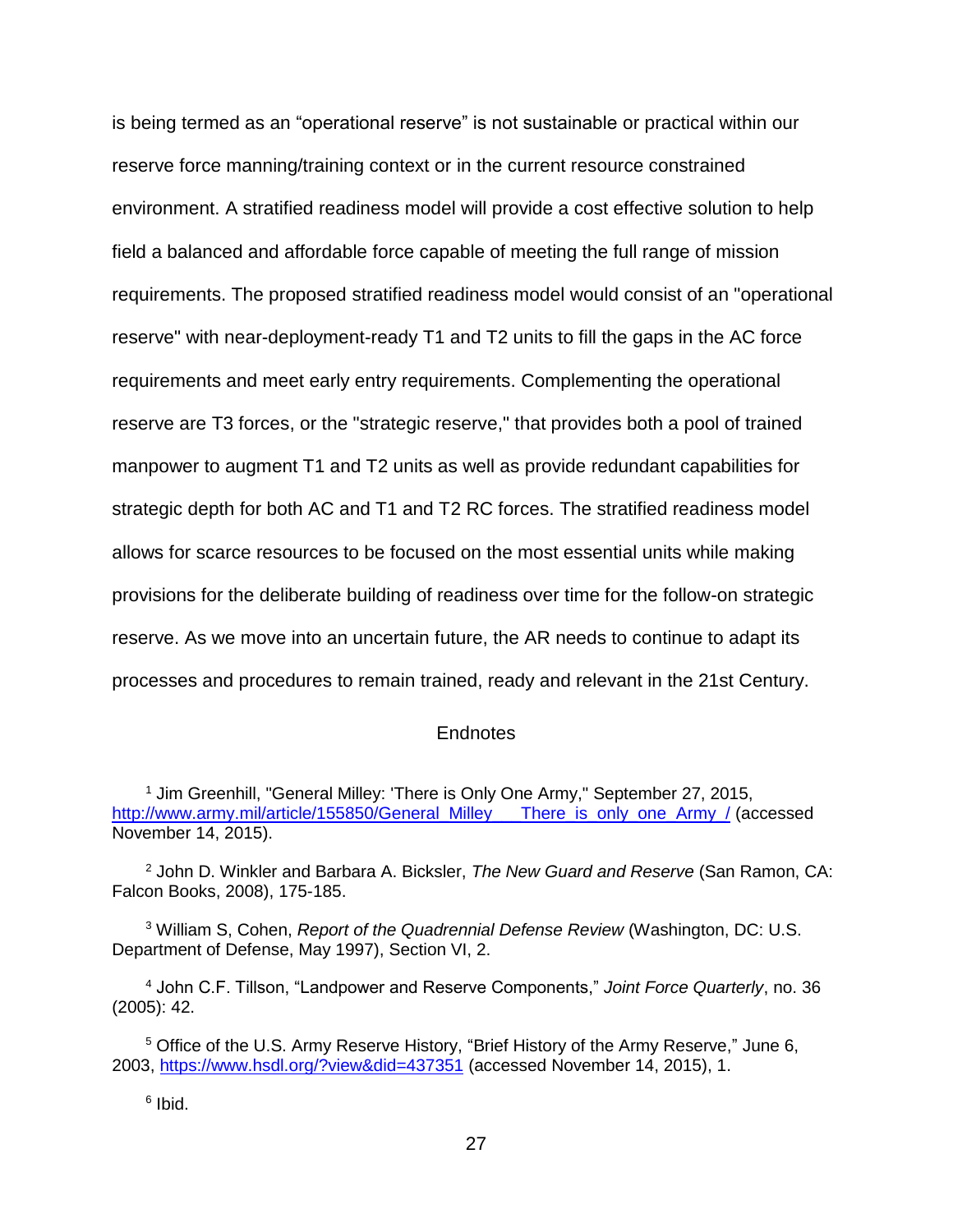is being termed as an "operational reserve" is not sustainable or practical within our reserve force manning/training context or in the current resource constrained environment. A stratified readiness model will provide a cost effective solution to help field a balanced and affordable force capable of meeting the full range of mission requirements. The proposed stratified readiness model would consist of an "operational reserve" with near-deployment-ready T1 and T2 units to fill the gaps in the AC force requirements and meet early entry requirements. Complementing the operational reserve are T3 forces, or the "strategic reserve," that provides both a pool of trained manpower to augment T1 and T2 units as well as provide redundant capabilities for strategic depth for both AC and T1 and T2 RC forces. The stratified readiness model allows for scarce resources to be focused on the most essential units while making provisions for the deliberate building of readiness over time for the follow-on strategic reserve. As we move into an uncertain future, the AR needs to continue to adapt its processes and procedures to remain trained, ready and relevant in the 21st Century.

## Endnotes

[1] Jim Greenhill, "General Milley: 'There is Only One Army," September 27, 2015, http://www.army.mil/article/155850/General_Milley___There_is_only_one_Army_/ (accessed November 14, 2015).

[2] John D. Winkler and Barbara A. Bicksler, *The New Guard and Reserve* (San Ramon, CA: Falcon Books, 2008), 175-185.

[3] William S, Cohen, *Report of the Quadrennial Defense Review* (Washington, DC: U.S. Department of Defense, May 1997), Section VI, 2.

[4] John C.F. Tillson, "Landpower and Reserve Components," *Joint Force Quarterly*, no. 36 (2005): 42.

[5] Office of the U.S. Army Reserve History, "Brief History of the Army Reserve," June 6, 2003, https://www.hsdl.org/?view&did=437351 (accessed November 14, 2015), 1.

[6] Ibid.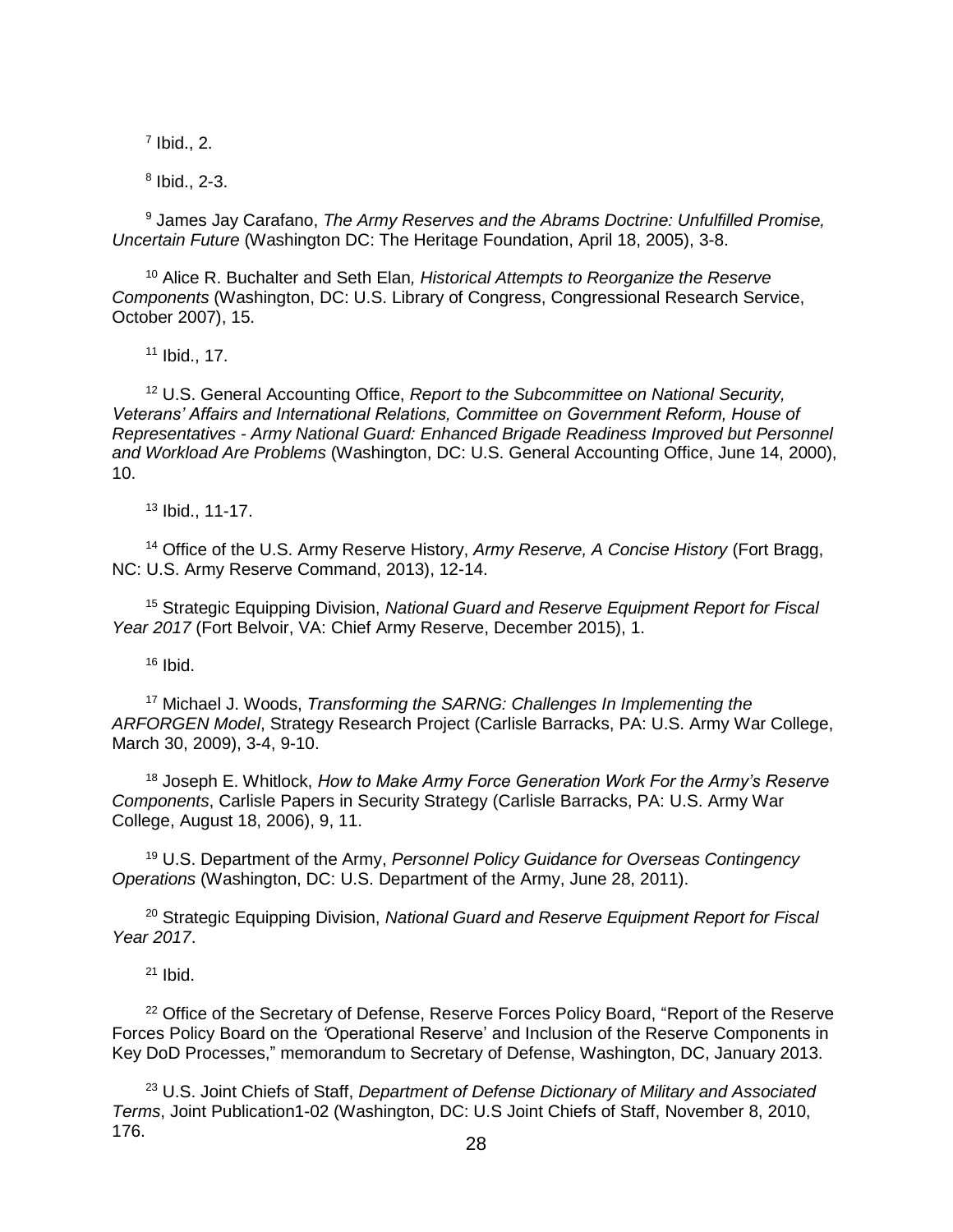[7] Ibid., 2.

[8] Ibid., 2-3.

[9] James Jay Carafano, *The Army Reserves and the Abrams Doctrine: Unfulfilled Promise, Uncertain Future* (Washington DC: The Heritage Foundation, April 18, 2005), 3-8.

[10] Alice R. Buchalter and Seth Elan*, Historical Attempts to Reorganize the Reserve Components* (Washington, DC: U.S. Library of Congress, Congressional Research Service, October 2007), 15.

[11] Ibid., 17.

[12] U.S. General Accounting Office, *Report to the Subcommittee on National Security, Veterans' Affairs and International Relations, Committee on Government Reform, House of Representatives - Army National Guard: Enhanced Brigade Readiness Improved but Personnel and Workload Are Problems* (Washington, DC: U.S. General Accounting Office, June 14, 2000), 10.

[13] Ibid., 11-17.

[14] Office of the U.S. Army Reserve History, *Army Reserve, A Concise History* (Fort Bragg, NC: U.S. Army Reserve Command, 2013), 12-14.

[15] Strategic Equipping Division, *National Guard and Reserve Equipment Report for Fiscal Year 2017* (Fort Belvoir, VA: Chief Army Reserve, December 2015), 1.

[16] Ibid.

[17] Michael J. Woods, *Transforming the SARNG: Challenges In Implementing the ARFORGEN Model*, Strategy Research Project (Carlisle Barracks, PA: U.S. Army War College, March 30, 2009), 3-4, 9-10.

[18] Joseph E. Whitlock, *How to Make Army Force Generation Work For the Army's Reserve Components*, Carlisle Papers in Security Strategy (Carlisle Barracks, PA: U.S. Army War College, August 18, 2006), 9, 11.

[19] U.S. Department of the Army, *Personnel Policy Guidance for Overseas Contingency Operations* (Washington, DC: U.S. Department of the Army, June 28, 2011).

[20] Strategic Equipping Division, *National Guard and Reserve Equipment Report for Fiscal Year 2017*.

[21] Ibid.

[22] Office of the Secretary of Defense, Reserve Forces Policy Board, "Report of the Reserve Forces Policy Board on the 'Operational Reserve' and Inclusion of the Reserve Components in Key DoD Processes," memorandum to Secretary of Defense, Washington, DC, January 2013.

[23] U.S. Joint Chiefs of Staff, *Department of Defense Dictionary of Military and Associated Terms*, Joint Publication1-02 (Washington, DC: U.S Joint Chiefs of Staff, November 8, 2010, 176.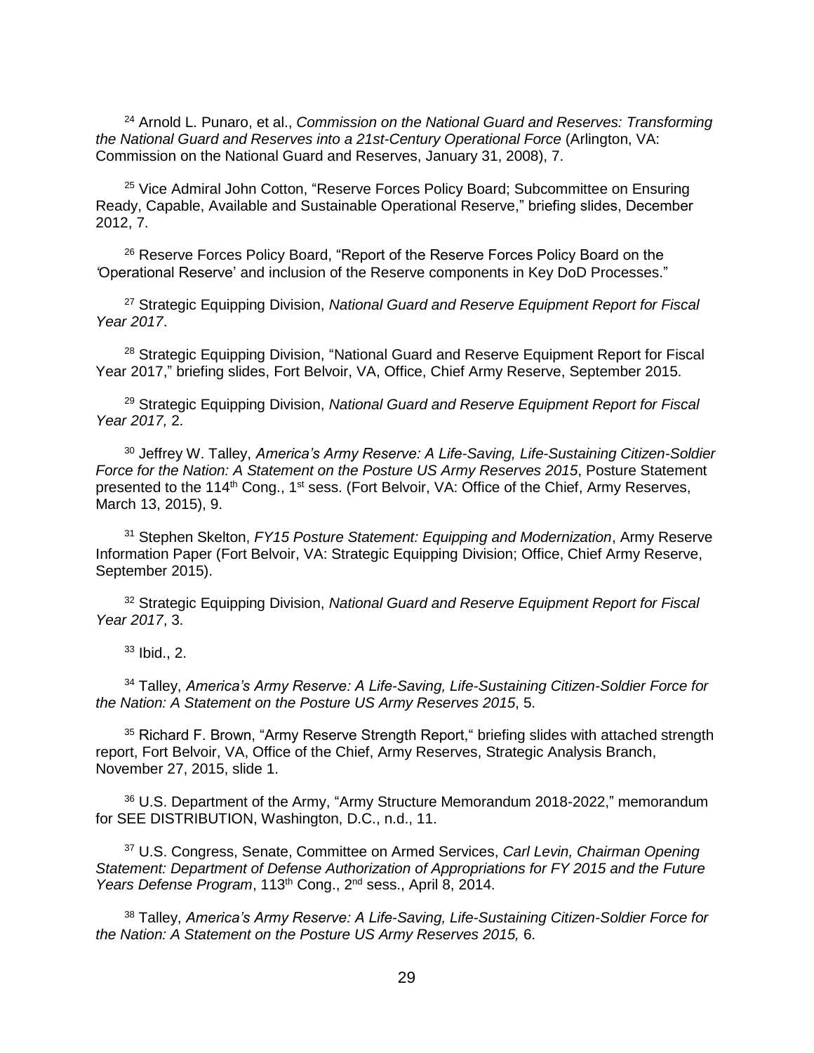[24] Arnold L. Punaro, et al., *Commission on the National Guard and Reserves: Transforming the National Guard and Reserves into a 21st-Century Operational Force* (Arlington, VA: Commission on the National Guard and Reserves, January 31, 2008), 7.

[25] Vice Admiral John Cotton, "Reserve Forces Policy Board; Subcommittee on Ensuring Ready, Capable, Available and Sustainable Operational Reserve," briefing slides, December 2012, 7.

[26] Reserve Forces Policy Board, "Report of the Reserve Forces Policy Board on the 'Operational Reserve' and inclusion of the Reserve components in Key DoD Processes."

[27] Strategic Equipping Division, *National Guard and Reserve Equipment Report for Fiscal Year 2017*.

[28] Strategic Equipping Division, "National Guard and Reserve Equipment Report for Fiscal Year 2017," briefing slides, Fort Belvoir, VA, Office, Chief Army Reserve, September 2015.

[29] Strategic Equipping Division, *National Guard and Reserve Equipment Report for Fiscal Year 2017,* 2.

[30] Jeffrey W. Talley, *America's Army Reserve: A Life-Saving, Life-Sustaining Citizen-Soldier Force for the Nation: A Statement on the Posture US Army Reserves 2015*, Posture Statement presented to the 114th Cong., 1st sess. (Fort Belvoir, VA: Office of the Chief, Army Reserves, March 13, 2015), 9.

[31] Stephen Skelton, *FY15 Posture Statement: Equipping and Modernization*, Army Reserve Information Paper (Fort Belvoir, VA: Strategic Equipping Division; Office, Chief Army Reserve, September 2015).

[32] Strategic Equipping Division, *National Guard and Reserve Equipment Report for Fiscal Year 2017*, 3.

[33] Ibid., 2.

[34] Talley, *America's Army Reserve: A Life-Saving, Life-Sustaining Citizen-Soldier Force for the Nation: A Statement on the Posture US Army Reserves 2015*, 5.

[35] Richard F. Brown, "Army Reserve Strength Report," briefing slides with attached strength report, Fort Belvoir, VA, Office of the Chief, Army Reserves, Strategic Analysis Branch, November 27, 2015, slide 1.

[36] U.S. Department of the Army, "Army Structure Memorandum 2018-2022," memorandum for SEE DISTRIBUTION, Washington, D.C., n.d., 11.

[37] U.S. Congress, Senate, Committee on Armed Services, *Carl Levin, Chairman Opening Statement: Department of Defense Authorization of Appropriations for FY 2015 and the Future Years Defense Program*, 113th Cong., 2nd sess., April 8, 2014.

[38] Talley, *America's Army Reserve: A Life-Saving, Life-Sustaining Citizen-Soldier Force for the Nation: A Statement on the Posture US Army Reserves 2015,* 6.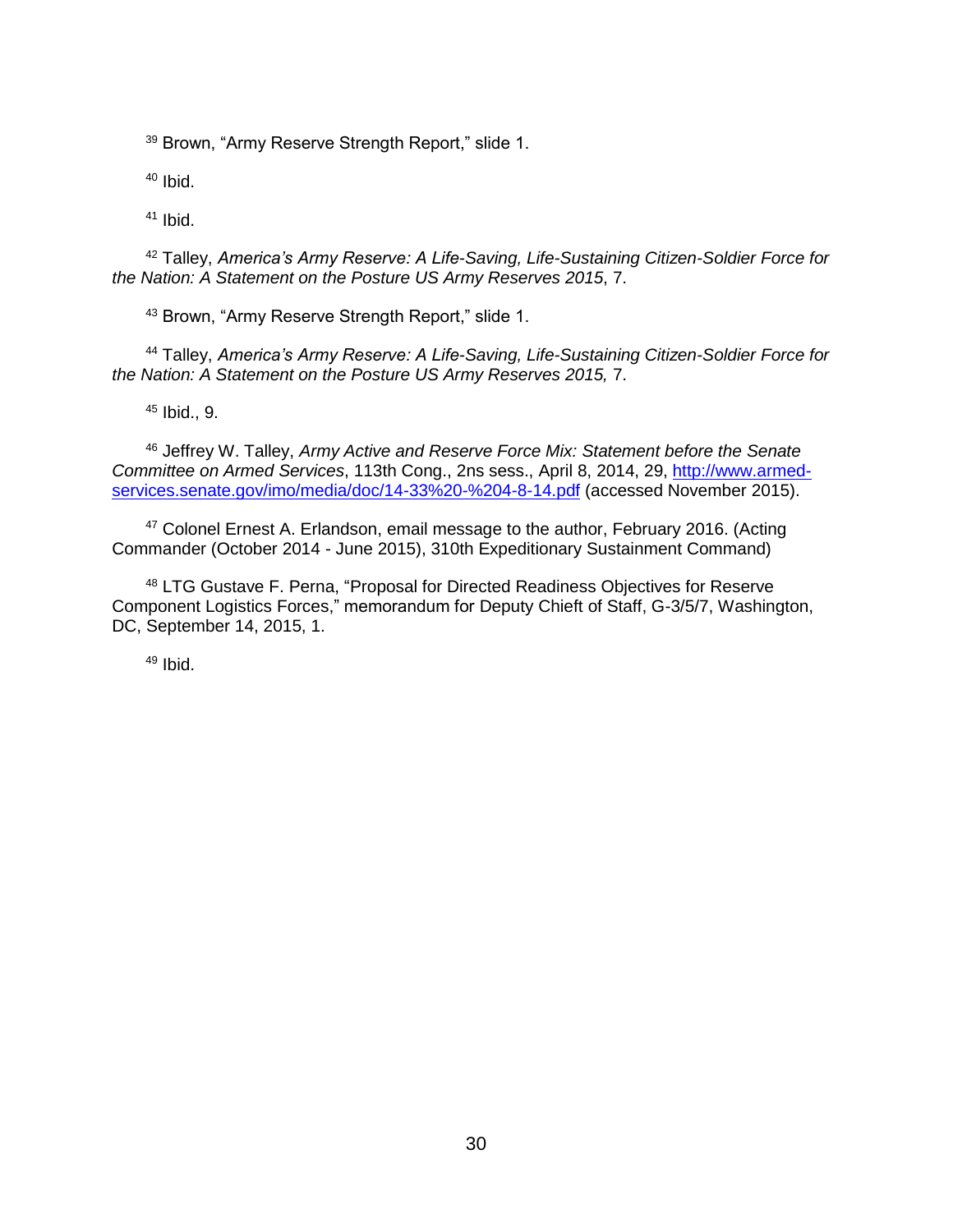[39] Brown, "Army Reserve Strength Report," slide 1.

[40] Ibid.

[41] Ibid.

[42] Talley, *America's Army Reserve: A Life-Saving, Life-Sustaining Citizen-Soldier Force for the Nation: A Statement on the Posture US Army Reserves 2015*, 7.

[43] Brown, "Army Reserve Strength Report," slide 1.

[44] Talley, *America's Army Reserve: A Life-Saving, Life-Sustaining Citizen-Soldier Force for the Nation: A Statement on the Posture US Army Reserves 2015,* 7.

[45] Ibid., 9.

[46] Jeffrey W. Talley, *Army Active and Reserve Force Mix: Statement before the Senate Committee on Armed Services*, 113th Cong., 2ns sess., April 8, 2014, 29, [http://www.armed-services.senate.gov/imo/media/doc/14-33%20-%204-8-14.pdf](http://www.armed-services.senate.gov/imo/media/doc/14-33%20-%204-8-14.pdf) (accessed November 2015).

[47] Colonel Ernest A. Erlandson, email message to the author, February 2016. (Acting Commander (October 2014 - June 2015), 310th Expeditionary Sustainment Command)

[48] LTG Gustave F. Perna, "Proposal for Directed Readiness Objectives for Reserve Component Logistics Forces," memorandum for Deputy Chieft of Staff, G-3/5/7, Washington, DC, September 14, 2015, 1.

[49] Ibid.